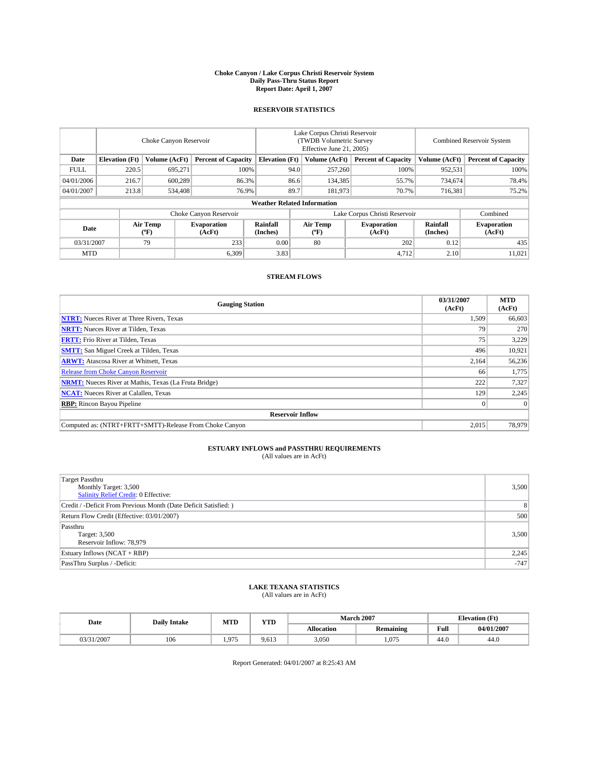# Choke Canyon / Lake Corpus Christi Reservoir System
## Daily Pass-Thru Status Report
## Report Date: April 1, 2007

### RESERVOIR STATISTICS

| | Choke Canyon Reservoir | | | Lake Corpus Christi Reservoir (TWDB Volumetric Survey Effective June 21, 2005) | | | Combined Reservoir System | |
|---|---|---|---|---|---|---|---|---|
| Date | Elevation (Ft) | Volume (AcFt) | Percent of Capacity | Elevation (Ft) | Volume (AcFt) | Percent of Capacity | Volume (AcFt) | Percent of Capacity |
| FULL | 220.5 | 695,271 | 100% | 94.0 | 257,260 | 100% | 952,531 | 100% |
| 04/01/2006 | 216.7 | 600,289 | 86.3% | 86.6 | 134,385 | 55.7% | 734,674 | 78.4% |
| 04/01/2007 | 213.8 | 534,408 | 76.9% | 89.7 | 181,973 | 70.7% | 716,381 | 75.2% |

**Weather Related Information**

| | Choke Canyon Reservoir | | | Lake Corpus Christi Reservoir | | | Combined |
|---|---|---|---|---|---|---|---|
| Date | Air Temp (°F) | Evaporation (AcFt) | Rainfall (Inches) | Air Temp (°F) | Evaporation (AcFt) | Rainfall (Inches) | Evaporation (AcFt) |
| 03/31/2007 | 79 | 233 | 0.00 | 80 | 202 | 0.12 | 435 |
| MTD | | 6,309 | 3.83 | | 4,712 | 2.10 | 11,021 |

### STREAM FLOWS

| Gauging Station | 03/31/2007 (AcFt) | MTD (AcFt) |
|---|---|---|
| **NTRT:** Nueces River at Three Rivers, Texas | 1,509 | 66,603 |
| **NRTT:** Nueces River at Tilden, Texas | 79 | 270 |
| **FRTT:** Frio River at Tilden, Texas | 75 | 3,229 |
| **SMTT:** San Miguel Creek at Tilden, Texas | 496 | 10,921 |
| **ARWT:** Atascosa River at Whitsett, Texas | 2,164 | 56,236 |
| Release from Choke Canyon Reservoir | 66 | 1,775 |
| **NRMT:** Nueces River at Mathis, Texas (La Fruta Bridge) | 222 | 7,327 |
| **NCAT:** Nueces River at Calallen, Texas | 129 | 2,245 |
| **RBP:** Rincon Bayou Pipeline | 0 | 0 |
| **Reservoir Inflow** | | |
| Computed as: (NTRT+FRTT+SMTT)-Release From Choke Canyon | 2,015 | 78,979 |

### ESTUARY INFLOWS and PASSTHRU REQUIREMENTS
(All values are in AcFt)

| | |
|---|---|
| Target Passthru<br>Monthly Target: 3,500<br>Salinity Relief Credit: 0 Effective: | 3,500 |
| Credit / -Deficit From Previous Month (Date Deficit Satisfied: ) | 8 |
| Return Flow Credit (Effective: 03/01/2007) | 500 |
| Passthru<br>Target: 3,500<br>Reservoir Inflow: 78,979 | 3,500 |
| Estuary Inflows (NCAT + RBP) | 2,245 |
| PassThru Surplus / -Deficit: | -747 |

### LAKE TEXANA STATISTICS
(All values are in AcFt)

| Date | Daily Intake | MTD | YTD | March 2007 | | Elevation (Ft) | |
|---|---|---|---|---|---|---|---|
| | | | | Allocation | Remaining | Full | 04/01/2007 |
| 03/31/2007 | 106 | 1,975 | 9,613 | 3,050 | 1,075 | 44.0 | 44.0 |

Report Generated: 04/01/2007 at 8:25:43 AM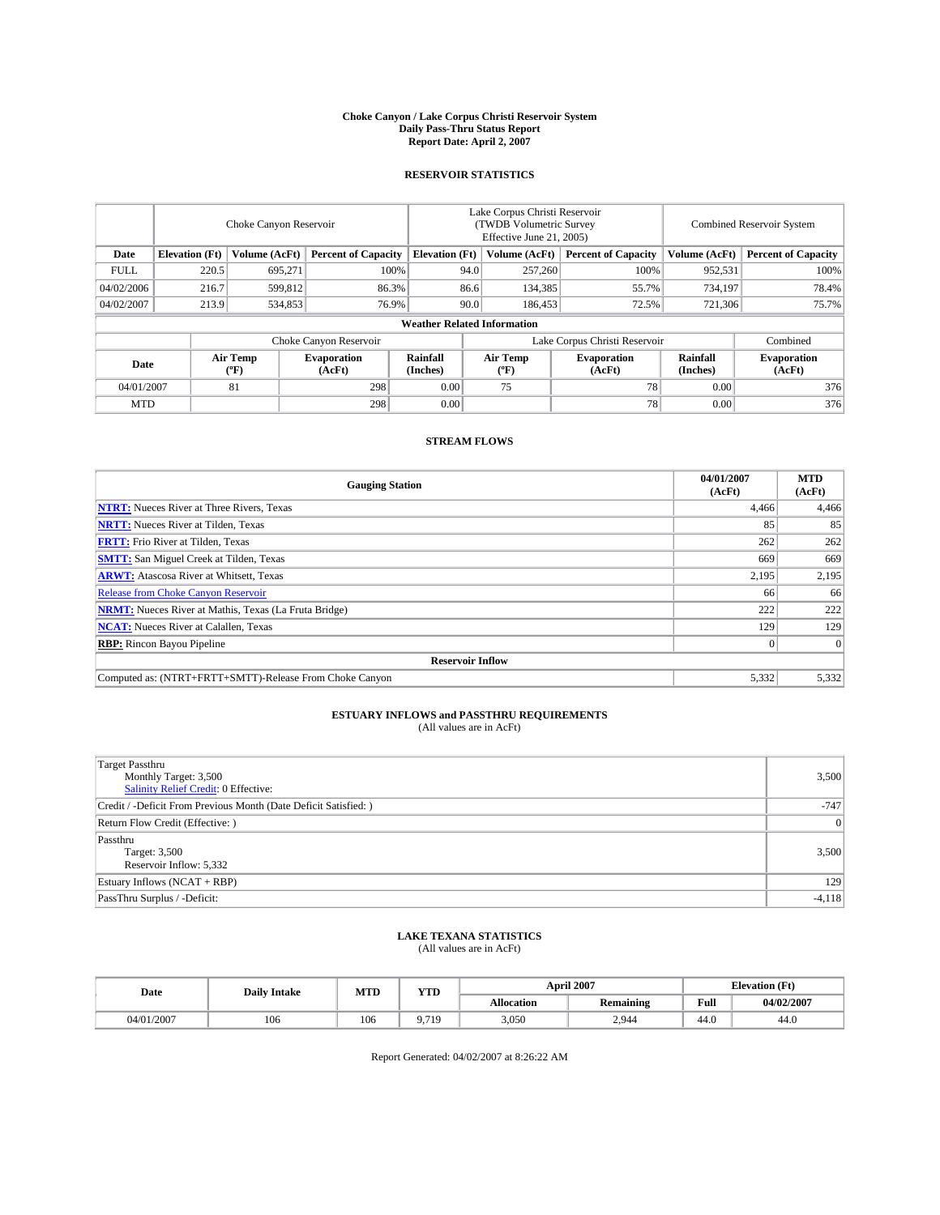# Choke Canyon / Lake Corpus Christi Reservoir System
## Daily Pass-Thru Status Report
## Report Date: April 2, 2007

### RESERVOIR STATISTICS

| | Choke Canyon Reservoir | | | Lake Corpus Christi Reservoir (TWDB Volumetric Survey Effective June 21, 2005) | | | Combined Reservoir System | |
|---|---|---|---|---|---|---|---|---|
| Date | Elevation (Ft) | Volume (AcFt) | Percent of Capacity | Elevation (Ft) | Volume (AcFt) | Percent of Capacity | Volume (AcFt) | Percent of Capacity |
| FULL | 220.5 | 695,271 | 100% | 94.0 | 257,260 | 100% | 952,531 | 100% |
| 04/02/2006 | 216.7 | 599,812 | 86.3% | 86.6 | 134,385 | 55.7% | 734,197 | 78.4% |
| 04/02/2007 | 213.9 | 534,853 | 76.9% | 90.0 | 186,453 | 72.5% | 721,306 | 75.7% |

**Weather Related Information**

| | Choke Canyon Reservoir | | | Lake Corpus Christi Reservoir | | | Combined |
|---|---|---|---|---|---|---|---|
| Date | Air Temp (°F) | Evaporation (AcFt) | Rainfall (Inches) | Air Temp (°F) | Evaporation (AcFt) | Rainfall (Inches) | Evaporation (AcFt) |
| 04/01/2007 | 81 | 298 | 0.00 | 75 | 78 | 0.00 | 376 |
| MTD | | 298 | 0.00 | | 78 | 0.00 | 376 |

### STREAM FLOWS

| Gauging Station | 04/01/2007 (AcFt) | MTD (AcFt) |
|---|---|---|
| NTRT: Nueces River at Three Rivers, Texas | 4,466 | 4,466 |
| NRTT: Nueces River at Tilden, Texas | 85 | 85 |
| FRTT: Frio River at Tilden, Texas | 262 | 262 |
| SMTT: San Miguel Creek at Tilden, Texas | 669 | 669 |
| ARWT: Atascosa River at Whitsett, Texas | 2,195 | 2,195 |
| Release from Choke Canyon Reservoir | 66 | 66 |
| NRMT: Nueces River at Mathis, Texas (La Fruta Bridge) | 222 | 222 |
| NCAT: Nueces River at Calallen, Texas | 129 | 129 |
| RBP: Rincon Bayou Pipeline | 0 | 0 |
| **Reservoir Inflow** | | |
| Computed as: (NTRT+FRTT+SMTT)-Release From Choke Canyon | 5,332 | 5,332 |

### ESTUARY INFLOWS and PASSTHRU REQUIREMENTS
(All values are in AcFt)

| | |
|---|---|
| Target Passthru<br>Monthly Target: 3,500<br>Salinity Relief Credit: 0 Effective: | 3,500 |
| Credit / -Deficit From Previous Month (Date Deficit Satisfied: ) | -747 |
| Return Flow Credit (Effective: ) | 0 |
| Passthru<br>Target: 3,500<br>Reservoir Inflow: 5,332 | 3,500 |
| Estuary Inflows (NCAT + RBP) | 129 |
| PassThru Surplus / -Deficit: | -4,118 |

### LAKE TEXANA STATISTICS
(All values are in AcFt)

| Date | Daily Intake | MTD | YTD | April 2007 | | Elevation (Ft) | |
|---|---|---|---|---|---|---|---|
| | | | | Allocation | Remaining | Full | 04/02/2007 |
| 04/01/2007 | 106 | 106 | 9,719 | 3,050 | 2,944 | 44.0 | 44.0 |

Report Generated: 04/02/2007 at 8:26:22 AM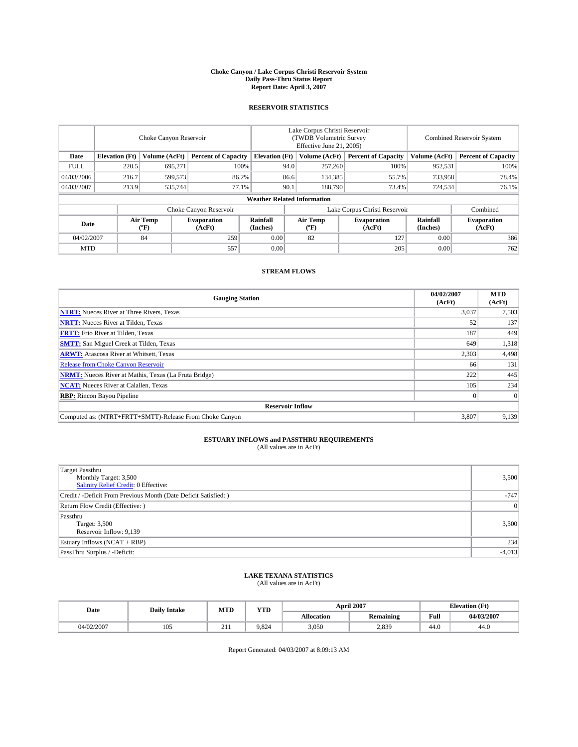# Choke Canyon / Lake Corpus Christi Reservoir System
## Daily Pass-Thru Status Report
## Report Date: April 3, 2007

### RESERVOIR STATISTICS

| | Choke Canyon Reservoir | | | Lake Corpus Christi Reservoir (TWDB Volumetric Survey Effective June 21, 2005) | | | Combined Reservoir System | |
|---|---|---|---|---|---|---|---|---|
| Date | Elevation (Ft) | Volume (AcFt) | Percent of Capacity | Elevation (Ft) | Volume (AcFt) | Percent of Capacity | Volume (AcFt) | Percent of Capacity |
| FULL | 220.5 | 695,271 | 100% | 94.0 | 257,260 | 100% | 952,531 | 100% |
| 04/03/2006 | 216.7 | 599,573 | 86.2% | 86.6 | 134,385 | 55.7% | 733,958 | 78.4% |
| 04/03/2007 | 213.9 | 535,744 | 77.1% | 90.1 | 188,790 | 73.4% | 724,534 | 76.1% |

**Weather Related Information**

| | Choke Canyon Reservoir | | | Lake Corpus Christi Reservoir | | | Combined |
|---|---|---|---|---|---|---|---|
| Date | Air Temp (ºF) | Evaporation (AcFt) | Rainfall (Inches) | Air Temp (ºF) | Evaporation (AcFt) | Rainfall (Inches) | Evaporation (AcFt) |
| 04/02/2007 | 84 | 259 | 0.00 | 82 | 127 | 0.00 | 386 |
| MTD | | 557 | 0.00 | | 205 | 0.00 | 762 |

### STREAM FLOWS

| Gauging Station | 04/02/2007 (AcFt) | MTD (AcFt) |
|---|---|---|
| **NTRT:** Nueces River at Three Rivers, Texas | 3,037 | 7,503 |
| **NRTT:** Nueces River at Tilden, Texas | 52 | 137 |
| **FRTT:** Frio River at Tilden, Texas | 187 | 449 |
| **SMTT:** San Miguel Creek at Tilden, Texas | 649 | 1,318 |
| **ARWT:** Atascosa River at Whitsett, Texas | 2,303 | 4,498 |
| Release from Choke Canyon Reservoir | 66 | 131 |
| **NRMT:** Nueces River at Mathis, Texas (La Fruta Bridge) | 222 | 445 |
| **NCAT:** Nueces River at Calallen, Texas | 105 | 234 |
| **RBP:** Rincon Bayou Pipeline | 0 | 0 |
| **Reservoir Inflow** | | |
| Computed as: (NTRT+FRTT+SMTT)-Release From Choke Canyon | 3,807 | 9,139 |

### ESTUARY INFLOWS and PASSTHRU REQUIREMENTS
(All values are in AcFt)

| | |
|---|---|
| Target Passthru<br>Monthly Target: 3,500<br>Salinity Relief Credit: 0 Effective: | 3,500 |
| Credit / -Deficit From Previous Month (Date Deficit Satisfied: ) | -747 |
| Return Flow Credit (Effective: ) | 0 |
| Passthru<br>Target: 3,500<br>Reservoir Inflow: 9,139 | 3,500 |
| Estuary Inflows (NCAT + RBP) | 234 |
| PassThru Surplus / -Deficit: | -4,013 |

### LAKE TEXANA STATISTICS
(All values are in AcFt)

| Date | Daily Intake | MTD | YTD | April 2007 | | Elevation (Ft) | |
|---|---|---|---|---|---|---|---|
| | | | | Allocation | Remaining | Full | 04/03/2007 |
| 04/02/2007 | 105 | 211 | 9,824 | 3,050 | 2,839 | 44.0 | 44.0 |

Report Generated: 04/03/2007 at 8:09:13 AM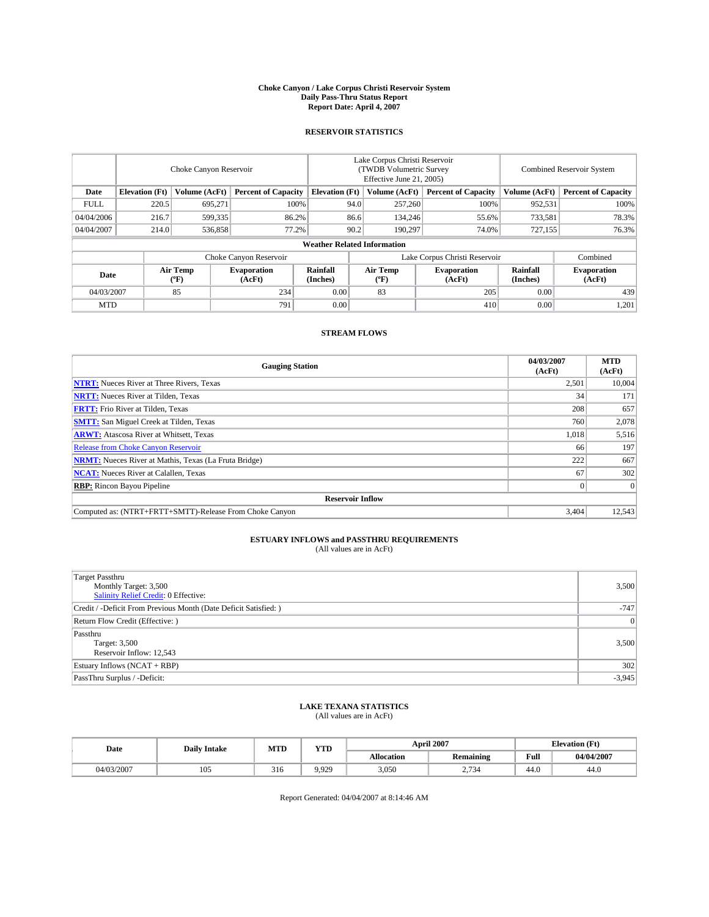# Choke Canyon / Lake Corpus Christi Reservoir System
## Daily Pass-Thru Status Report
## Report Date: April 4, 2007

### RESERVOIR STATISTICS

| | Choke Canyon Reservoir | | | Lake Corpus Christi Reservoir (TWDB Volumetric Survey Effective June 21, 2005) | | | Combined Reservoir System | |
|---|---|---|---|---|---|---|---|---|
| Date | Elevation (Ft) | Volume (AcFt) | Percent of Capacity | Elevation (Ft) | Volume (AcFt) | Percent of Capacity | Volume (AcFt) | Percent of Capacity |
| FULL | 220.5 | 695,271 | 100% | 94.0 | 257,260 | 100% | 952,531 | 100% |
| 04/04/2006 | 216.7 | 599,335 | 86.2% | 86.6 | 134,246 | 55.6% | 733,581 | 78.3% |
| 04/04/2007 | 214.0 | 536,858 | 77.2% | 90.2 | 190,297 | 74.0% | 727,155 | 76.3% |

**Weather Related Information**

| | Choke Canyon Reservoir | | | Lake Corpus Christi Reservoir | | | Combined |
|---|---|---|---|---|---|---|---|
| Date | Air Temp (°F) | Evaporation (AcFt) | Rainfall (Inches) | Air Temp (°F) | Evaporation (AcFt) | Rainfall (Inches) | Evaporation (AcFt) |
| 04/03/2007 | 85 | 234 | 0.00 | 83 | 205 | 0.00 | 439 |
| MTD | | 791 | 0.00 | | 410 | 0.00 | 1,201 |

### STREAM FLOWS

| Gauging Station | 04/03/2007 (AcFt) | MTD (AcFt) |
|---|---|---|
| **NTRT:** Nueces River at Three Rivers, Texas | 2,501 | 10,004 |
| **NRTT:** Nueces River at Tilden, Texas | 34 | 171 |
| **FRTT:** Frio River at Tilden, Texas | 208 | 657 |
| **SMTT:** San Miguel Creek at Tilden, Texas | 760 | 2,078 |
| **ARWT:** Atascosa River at Whitsett, Texas | 1,018 | 5,516 |
| Release from Choke Canyon Reservoir | 66 | 197 |
| **NRMT:** Nueces River at Mathis, Texas (La Fruta Bridge) | 222 | 667 |
| **NCAT:** Nueces River at Calallen, Texas | 67 | 302 |
| **RBP:** Rincon Bayou Pipeline | 0 | 0 |
| **Reservoir Inflow** | | |
| Computed as: (NTRT+FRTT+SMTT)-Release From Choke Canyon | 3,404 | 12,543 |

### ESTUARY INFLOWS and PASSTHRU REQUIREMENTS
(All values are in AcFt)

| | |
|---|---|
| Target Passthru<br>Monthly Target: 3,500<br>Salinity Relief Credit: 0 Effective: | 3,500 |
| Credit / -Deficit From Previous Month (Date Deficit Satisfied: ) | -747 |
| Return Flow Credit (Effective: ) | 0 |
| Passthru<br>Target: 3,500<br>Reservoir Inflow: 12,543 | 3,500 |
| Estuary Inflows (NCAT + RBP) | 302 |
| PassThru Surplus / -Deficit: | -3,945 |

### LAKE TEXANA STATISTICS
(All values are in AcFt)

| Date | Daily Intake | MTD | YTD | April 2007 | | Elevation (Ft) | |
|---|---|---|---|---|---|---|---|
| | | | | Allocation | Remaining | Full | 04/04/2007 |
| 04/03/2007 | 105 | 316 | 9,929 | 3,050 | 2,734 | 44.0 | 44.0 |

Report Generated: 04/04/2007 at 8:14:46 AM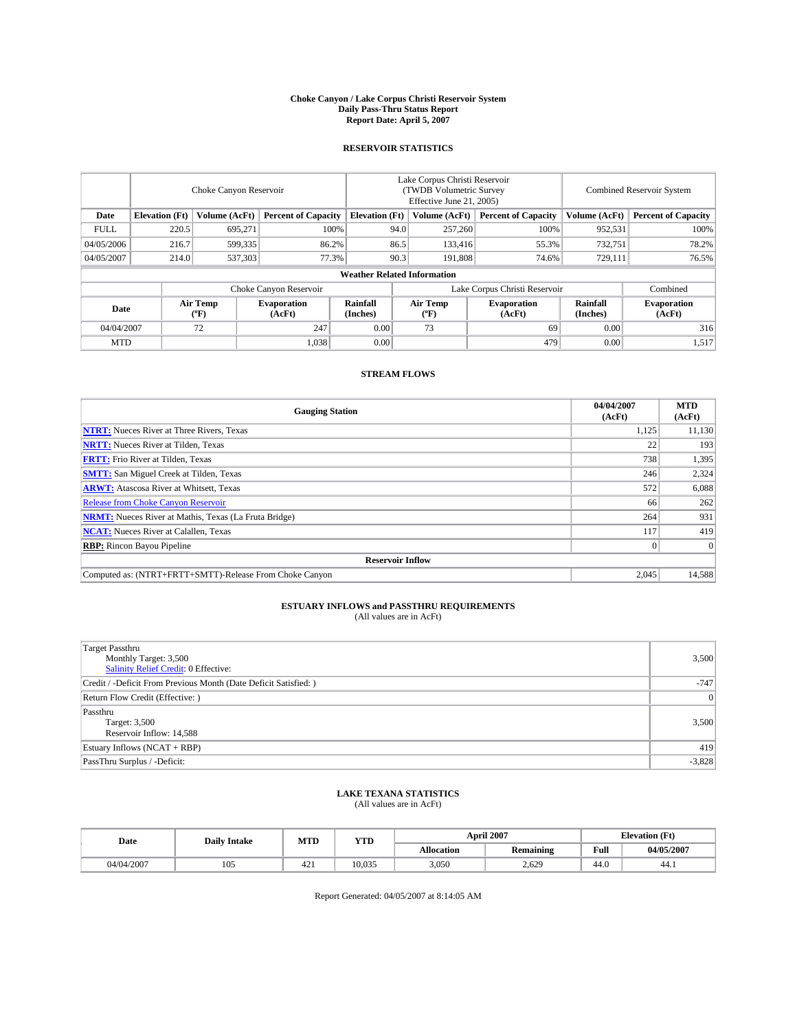# Choke Canyon / Lake Corpus Christi Reservoir System
## Daily Pass-Thru Status Report
### Report Date: April 5, 2007

## RESERVOIR STATISTICS

| | Choke Canyon Reservoir | | | Lake Corpus Christi Reservoir (TWDB Volumetric Survey Effective June 21, 2005) | | | Combined Reservoir System | |
|---|---|---|---|---|---|---|---|---|
| Date | Elevation (Ft) | Volume (AcFt) | Percent of Capacity | Elevation (Ft) | Volume (AcFt) | Percent of Capacity | Volume (AcFt) | Percent of Capacity |
| FULL | 220.5 | 695,271 | 100% | 94.0 | 257,260 | 100% | 952,531 | 100% |
| 04/05/2006 | 216.7 | 599,335 | 86.2% | 86.5 | 133,416 | 55.3% | 732,751 | 78.2% |
| 04/05/2007 | 214.0 | 537,303 | 77.3% | 90.3 | 191,808 | 74.6% | 729,111 | 76.5% |

### Weather Related Information

| | Choke Canyon Reservoir | | | Lake Corpus Christi Reservoir | | | Combined |
|---|---|---|---|---|---|---|---|
| Date | Air Temp (°F) | Evaporation (AcFt) | Rainfall (Inches) | Air Temp (°F) | Evaporation (AcFt) | Rainfall (Inches) | Evaporation (AcFt) |
| 04/04/2007 | 72 | 247 | 0.00 | 73 | 69 | 0.00 | 316 |
| MTD | | 1,038 | 0.00 | | 479 | 0.00 | 1,517 |

## STREAM FLOWS

| Gauging Station | 04/04/2007 (AcFt) | MTD (AcFt) |
|---|---|---|
| **NTRT:** Nueces River at Three Rivers, Texas | 1,125 | 11,130 |
| **NRTT:** Nueces River at Tilden, Texas | 22 | 193 |
| **FRTT:** Frio River at Tilden, Texas | 738 | 1,395 |
| **SMTT:** San Miguel Creek at Tilden, Texas | 246 | 2,324 |
| **ARWT:** Atascosa River at Whitsett, Texas | 572 | 6,088 |
| Release from Choke Canyon Reservoir | 66 | 262 |
| **NRMT:** Nueces River at Mathis, Texas (La Fruta Bridge) | 264 | 931 |
| **NCAT:** Nueces River at Calallen, Texas | 117 | 419 |
| **RBP:** Rincon Bayou Pipeline | 0 | 0 |
| **Reservoir Inflow** | | |
| Computed as: (NTRT+FRTT+SMTT)-Release From Choke Canyon | 2,045 | 14,588 |

## ESTUARY INFLOWS and PASSTHRU REQUIREMENTS
(All values are in AcFt)

| | |
|---|---|
| Target Passthru<br>Monthly Target: 3,500<br>Salinity Relief Credit: 0 Effective: | 3,500 |
| Credit / -Deficit From Previous Month (Date Deficit Satisfied: ) | -747 |
| Return Flow Credit (Effective: ) | 0 |
| Passthru<br>Target: 3,500<br>Reservoir Inflow: 14,588 | 3,500 |
| Estuary Inflows (NCAT + RBP) | 419 |
| PassThru Surplus / -Deficit: | -3,828 |

## LAKE TEXANA STATISTICS
(All values are in AcFt)

| Date | Daily Intake | MTD | YTD | April 2007 | | Elevation (Ft) | |
|---|---|---|---|---|---|---|---|
| | | | | Allocation | Remaining | Full | 04/05/2007 |
| 04/04/2007 | 105 | 421 | 10,035 | 3,050 | 2,629 | 44.0 | 44.1 |

Report Generated: 04/05/2007 at 8:14:05 AM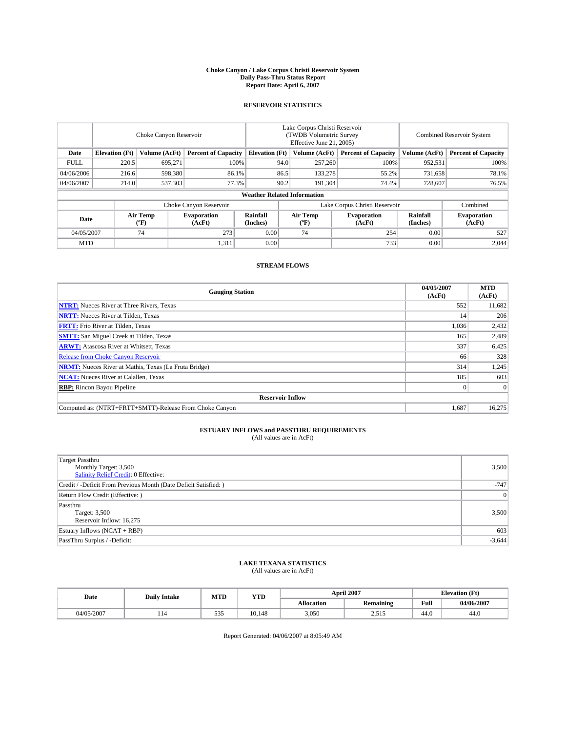# Choke Canyon / Lake Corpus Christi Reservoir System
## Daily Pass-Thru Status Report
### Report Date: April 6, 2007

## RESERVOIR STATISTICS

| | Choke Canyon Reservoir | | | Lake Corpus Christi Reservoir (TWDB Volumetric Survey Effective June 21, 2005) | | | Combined Reservoir System | |
|---|---|---|---|---|---|---|---|---|
| Date | Elevation (Ft) | Volume (AcFt) | Percent of Capacity | Elevation (Ft) | Volume (AcFt) | Percent of Capacity | Volume (AcFt) | Percent of Capacity |
| FULL | 220.5 | 695,271 | 100% | 94.0 | 257,260 | 100% | 952,531 | 100% |
| 04/06/2006 | 216.6 | 598,380 | 86.1% | 86.5 | 133,278 | 55.2% | 731,658 | 78.1% |
| 04/06/2007 | 214.0 | 537,303 | 77.3% | 90.2 | 191,304 | 74.4% | 728,607 | 76.5% |

**Weather Related Information**

| | Choke Canyon Reservoir | | | Lake Corpus Christi Reservoir | | | Combined |
|---|---|---|---|---|---|---|---|
| Date | Air Temp (ºF) | Evaporation (AcFt) | Rainfall (Inches) | Air Temp (ºF) | Evaporation (AcFt) | Rainfall (Inches) | Evaporation (AcFt) |
| 04/05/2007 | 74 | 273 | 0.00 | 74 | 254 | 0.00 | 527 |
| MTD | | 1,311 | 0.00 | | 733 | 0.00 | 2,044 |

## STREAM FLOWS

| Gauging Station | 04/05/2007 (AcFt) | MTD (AcFt) |
|---|---|---|
| **NTRT:** Nueces River at Three Rivers, Texas | 552 | 11,682 |
| **NRTT:** Nueces River at Tilden, Texas | 14 | 206 |
| **FRTT:** Frio River at Tilden, Texas | 1,036 | 2,432 |
| **SMTT:** San Miguel Creek at Tilden, Texas | 165 | 2,489 |
| **ARWT:** Atascosa River at Whitsett, Texas | 337 | 6,425 |
| Release from Choke Canyon Reservoir | 66 | 328 |
| **NRMT:** Nueces River at Mathis, Texas (La Fruta Bridge) | 314 | 1,245 |
| **NCAT:** Nueces River at Calallen, Texas | 185 | 603 |
| **RBP:** Rincon Bayou Pipeline | 0 | 0 |
| **Reservoir Inflow** | | |
| Computed as: (NTRT+FRTT+SMTT)-Release From Choke Canyon | 1,687 | 16,275 |

## ESTUARY INFLOWS and PASSTHRU REQUIREMENTS
(All values are in AcFt)

| | |
|---|---|
| Target Passthru<br>Monthly Target: 3,500<br>Salinity Relief Credit: 0 Effective: | 3,500 |
| Credit / -Deficit From Previous Month (Date Deficit Satisfied: ) | -747 |
| Return Flow Credit (Effective: ) | 0 |
| Passthru<br>Target: 3,500<br>Reservoir Inflow: 16,275 | 3,500 |
| Estuary Inflows (NCAT + RBP) | 603 |
| PassThru Surplus / -Deficit: | -3,644 |

## LAKE TEXANA STATISTICS
(All values are in AcFt)

| Date | Daily Intake | MTD | YTD | April 2007 | | Elevation (Ft) | |
|---|---|---|---|---|---|---|---|
| | | | | Allocation | Remaining | Full | 04/06/2007 |
| 04/05/2007 | 114 | 535 | 10,148 | 3,050 | 2,515 | 44.0 | 44.0 |

Report Generated: 04/06/2007 at 8:05:49 AM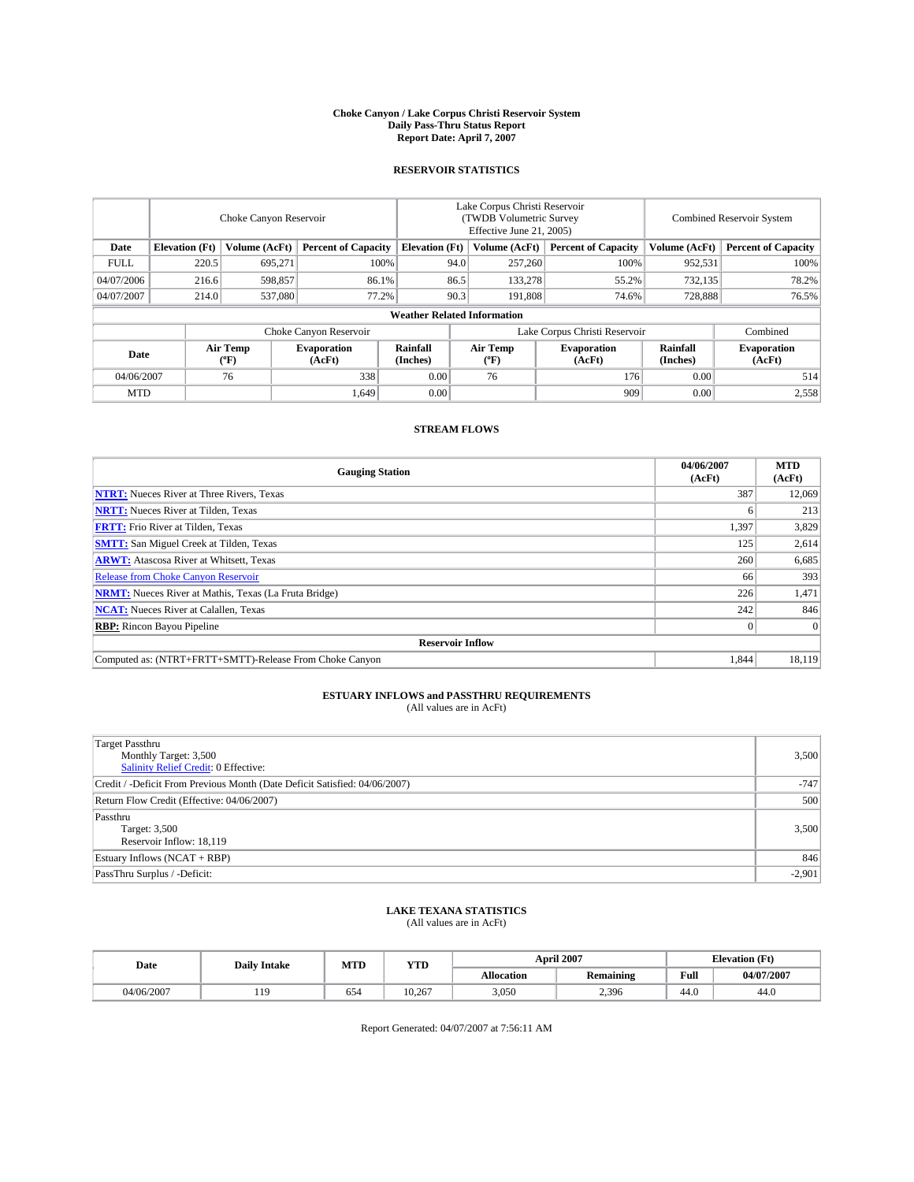# Choke Canyon / Lake Corpus Christi Reservoir System
## Daily Pass-Thru Status Report
## Report Date: April 7, 2007

### RESERVOIR STATISTICS

| | Choke Canyon Reservoir | | | Lake Corpus Christi Reservoir (TWDB Volumetric Survey Effective June 21, 2005) | | | Combined Reservoir System | |
|---|---|---|---|---|---|---|---|---|
| Date | Elevation (Ft) | Volume (AcFt) | Percent of Capacity | Elevation (Ft) | Volume (AcFt) | Percent of Capacity | Volume (AcFt) | Percent of Capacity |
| FULL | 220.5 | 695,271 | 100% | 94.0 | 257,260 | 100% | 952,531 | 100% |
| 04/07/2006 | 216.6 | 598,857 | 86.1% | 86.5 | 133,278 | 55.2% | 732,135 | 78.2% |
| 04/07/2007 | 214.0 | 537,080 | 77.2% | 90.3 | 191,808 | 74.6% | 728,888 | 76.5% |

### Weather Related Information

| | Choke Canyon Reservoir | | | Lake Corpus Christi Reservoir | | | Combined |
|---|---|---|---|---|---|---|---|
| Date | Air Temp (ºF) | Evaporation (AcFt) | Rainfall (Inches) | Air Temp (ºF) | Evaporation (AcFt) | Rainfall (Inches) | Evaporation (AcFt) |
| 04/06/2007 | 76 | 338 | 0.00 | 76 | 176 | 0.00 | 514 |
| MTD | | 1,649 | 0.00 | | 909 | 0.00 | 2,558 |

### STREAM FLOWS

| Gauging Station | 04/06/2007 (AcFt) | MTD (AcFt) |
|---|---|---|
| **NTRT:** Nueces River at Three Rivers, Texas | 387 | 12,069 |
| **NRTT:** Nueces River at Tilden, Texas | 6 | 213 |
| **FRTT:** Frio River at Tilden, Texas | 1,397 | 3,829 |
| **SMTT:** San Miguel Creek at Tilden, Texas | 125 | 2,614 |
| **ARWT:** Atascosa River at Whitsett, Texas | 260 | 6,685 |
| Release from Choke Canyon Reservoir | 66 | 393 |
| **NRMT:** Nueces River at Mathis, Texas (La Fruta Bridge) | 226 | 1,471 |
| **NCAT:** Nueces River at Calallen, Texas | 242 | 846 |
| **RBP:** Rincon Bayou Pipeline | 0 | 0 |
| **Reservoir Inflow** | | |
| Computed as: (NTRT+FRTT+SMTT)-Release From Choke Canyon | 1,844 | 18,119 |

### ESTUARY INFLOWS and PASSTHRU REQUIREMENTS
(All values are in AcFt)

| | |
|---|---|
| Target Passthru<br>Monthly Target: 3,500<br>Salinity Relief Credit: 0 Effective: | 3,500 |
| Credit / -Deficit From Previous Month (Date Deficit Satisfied: 04/06/2007) | -747 |
| Return Flow Credit (Effective: 04/06/2007) | 500 |
| Passthru<br>Target: 3,500<br>Reservoir Inflow: 18,119 | 3,500 |
| Estuary Inflows (NCAT + RBP) | 846 |
| PassThru Surplus / -Deficit: | -2,901 |

### LAKE TEXANA STATISTICS
(All values are in AcFt)

| Date | Daily Intake | MTD | YTD | April 2007 | | Elevation (Ft) | |
|---|---|---|---|---|---|---|---|
| | | | | Allocation | Remaining | Full | 04/07/2007 |
| 04/06/2007 | 119 | 654 | 10,267 | 3,050 | 2,396 | 44.0 | 44.0 |

Report Generated: 04/07/2007 at 7:56:11 AM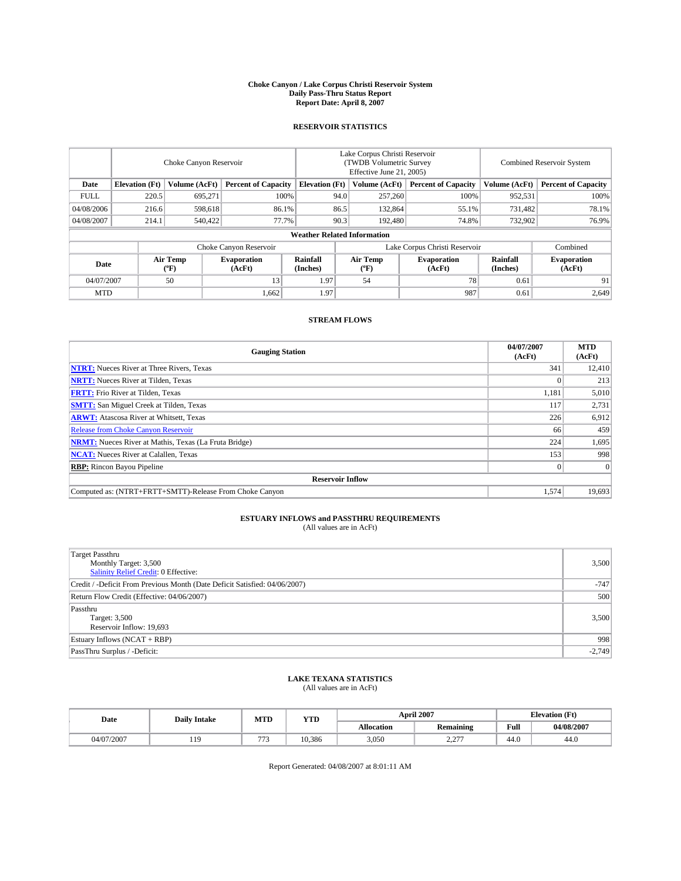**Choke Canyon / Lake Corpus Christi Reservoir System**
**Daily Pass-Thru Status Report**
**Report Date: April 8, 2007**

## RESERVOIR STATISTICS

| | Choke Canyon Reservoir | | | Lake Corpus Christi Reservoir (TWDB Volumetric Survey Effective June 21, 2005) | | | Combined Reservoir System | |
|---|---|---|---|---|---|---|---|---|
| **Date** | **Elevation (Ft)** | **Volume (AcFt)** | **Percent of Capacity** | **Elevation (Ft)** | **Volume (AcFt)** | **Percent of Capacity** | **Volume (AcFt)** | **Percent of Capacity** |
| FULL | 220.5 | 695,271 | 100% | 94.0 | 257,260 | 100% | 952,531 | 100% |
| 04/08/2006 | 216.6 | 598,618 | 86.1% | 86.5 | 132,864 | 55.1% | 731,482 | 78.1% |
| 04/08/2007 | 214.1 | 540,422 | 77.7% | 90.3 | 192,480 | 74.8% | 732,902 | 76.9% |

**Weather Related Information**

| | Choke Canyon Reservoir | | | Lake Corpus Christi Reservoir | | | Combined |
|---|---|---|---|---|---|---|---|
| **Date** | **Air Temp (°F)** | **Evaporation (AcFt)** | **Rainfall (Inches)** | **Air Temp (°F)** | **Evaporation (AcFt)** | **Rainfall (Inches)** | **Evaporation (AcFt)** |
| 04/07/2007 | 50 | 13 | 1.97 | 54 | 78 | 0.61 | 91 |
| MTD | | 1,662 | 1.97 | | 987 | 0.61 | 2,649 |

## STREAM FLOWS

| Gauging Station | 04/07/2007 (AcFt) | MTD (AcFt) |
|---|---|---|
| **NTRT:** Nueces River at Three Rivers, Texas | 341 | 12,410 |
| **NRTT:** Nueces River at Tilden, Texas | 0 | 213 |
| **FRTT:** Frio River at Tilden, Texas | 1,181 | 5,010 |
| **SMTT:** San Miguel Creek at Tilden, Texas | 117 | 2,731 |
| **ARWT:** Atascosa River at Whitsett, Texas | 226 | 6,912 |
| Release from Choke Canyon Reservoir | 66 | 459 |
| **NRMT:** Nueces River at Mathis, Texas (La Fruta Bridge) | 224 | 1,695 |
| **NCAT:** Nueces River at Calallen, Texas | 153 | 998 |
| **RBP:** Rincon Bayou Pipeline | 0 | 0 |
| **Reservoir Inflow** | | |
| Computed as: (NTRT+FRTT+SMTT)-Release From Choke Canyon | 1,574 | 19,693 |

## ESTUARY INFLOWS and PASSTHRU REQUIREMENTS

(All values are in AcFt)

| | |
|---|---|
| Target Passthru<br>Monthly Target: 3,500<br>Salinity Relief Credit: 0 Effective: | 3,500 |
| Credit / -Deficit From Previous Month (Date Deficit Satisfied: 04/06/2007) | -747 |
| Return Flow Credit (Effective: 04/06/2007) | 500 |
| Passthru<br>Target: 3,500<br>Reservoir Inflow: 19,693 | 3,500 |
| Estuary Inflows (NCAT + RBP) | 998 |
| PassThru Surplus / -Deficit: | -2,749 |

## LAKE TEXANA STATISTICS

(All values are in AcFt)

| Date | Daily Intake | MTD | YTD | April 2007 | | Elevation (Ft) | |
|---|---|---|---|---|---|---|---|
| | | | | **Allocation** | **Remaining** | **Full** | **04/08/2007** |
| 04/07/2007 | 119 | 773 | 10,386 | 3,050 | 2,277 | 44.0 | 44.0 |

Report Generated: 04/08/2007 at 8:01:11 AM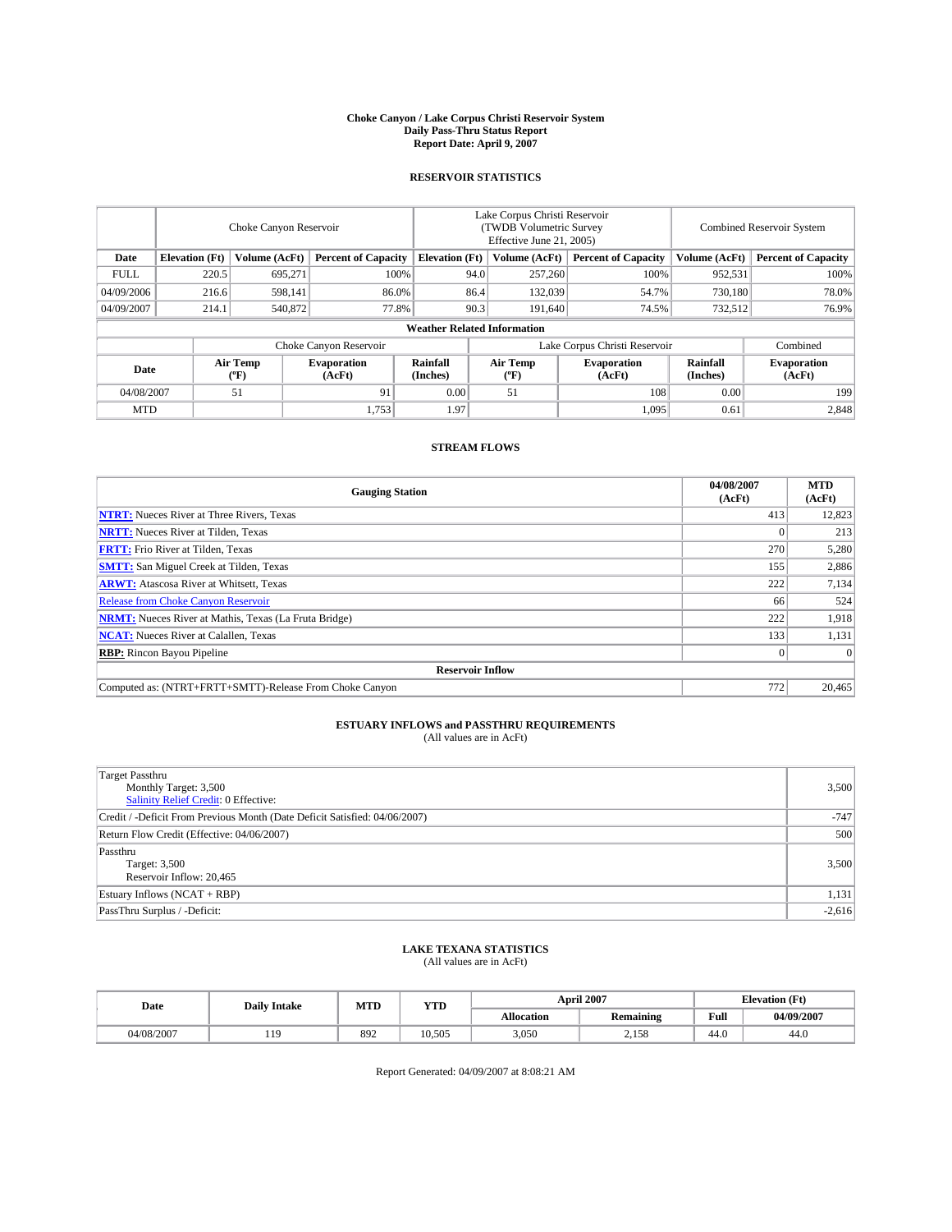# Choke Canyon / Lake Corpus Christi Reservoir System
## Daily Pass-Thru Status Report
## Report Date: April 9, 2007

### RESERVOIR STATISTICS

| | Choke Canyon Reservoir | | | Lake Corpus Christi Reservoir (TWDB Volumetric Survey Effective June 21, 2005) | | | Combined Reservoir System | |
|---|---|---|---|---|---|---|---|---|
| Date | Elevation (Ft) | Volume (AcFt) | Percent of Capacity | Elevation (Ft) | Volume (AcFt) | Percent of Capacity | Volume (AcFt) | Percent of Capacity |
| FULL | 220.5 | 695,271 | 100% | 94.0 | 257,260 | 100% | 952,531 | 100% |
| 04/09/2006 | 216.6 | 598,141 | 86.0% | 86.4 | 132,039 | 54.7% | 730,180 | 78.0% |
| 04/09/2007 | 214.1 | 540,872 | 77.8% | 90.3 | 191,640 | 74.5% | 732,512 | 76.9% |

**Weather Related Information**

| | Choke Canyon Reservoir | | | Lake Corpus Christi Reservoir | | | Combined |
|---|---|---|---|---|---|---|---|
| Date | Air Temp (°F) | Evaporation (AcFt) | Rainfall (Inches) | Air Temp (°F) | Evaporation (AcFt) | Rainfall (Inches) | Evaporation (AcFt) |
| 04/08/2007 | 51 | 91 | 0.00 | 51 | 108 | 0.00 | 199 |
| MTD | | 1,753 | 1.97 | | 1,095 | 0.61 | 2,848 |

### STREAM FLOWS

| Gauging Station | 04/08/2007 (AcFt) | MTD (AcFt) |
|---|---|---|
| **NTRT:** Nueces River at Three Rivers, Texas | 413 | 12,823 |
| **NRTT:** Nueces River at Tilden, Texas | 0 | 213 |
| **FRTT:** Frio River at Tilden, Texas | 270 | 5,280 |
| **SMTT:** San Miguel Creek at Tilden, Texas | 155 | 2,886 |
| **ARWT:** Atascosa River at Whitsett, Texas | 222 | 7,134 |
| Release from Choke Canyon Reservoir | 66 | 524 |
| **NRMT:** Nueces River at Mathis, Texas (La Fruta Bridge) | 222 | 1,918 |
| **NCAT:** Nueces River at Calallen, Texas | 133 | 1,131 |
| **RBP:** Rincon Bayou Pipeline | 0 | 0 |
| **Reservoir Inflow** | | |
| Computed as: (NTRT+FRTT+SMTT)-Release From Choke Canyon | 772 | 20,465 |

### ESTUARY INFLOWS and PASSTHRU REQUIREMENTS
(All values are in AcFt)

| | |
|---|---|
| Target Passthru<br>Monthly Target: 3,500<br>Salinity Relief Credit: 0 Effective: | 3,500 |
| Credit / -Deficit From Previous Month (Date Deficit Satisfied: 04/06/2007) | -747 |
| Return Flow Credit (Effective: 04/06/2007) | 500 |
| Passthru<br>Target: 3,500<br>Reservoir Inflow: 20,465 | 3,500 |
| Estuary Inflows (NCAT + RBP) | 1,131 |
| PassThru Surplus / -Deficit: | -2,616 |

### LAKE TEXANA STATISTICS
(All values are in AcFt)

| Date | Daily Intake | MTD | YTD | April 2007 | | Elevation (Ft) | |
|---|---|---|---|---|---|---|---|
| | | | | Allocation | Remaining | Full | 04/09/2007 |
| 04/08/2007 | 119 | 892 | 10,505 | 3,050 | 2,158 | 44.0 | 44.0 |

Report Generated: 04/09/2007 at 8:08:21 AM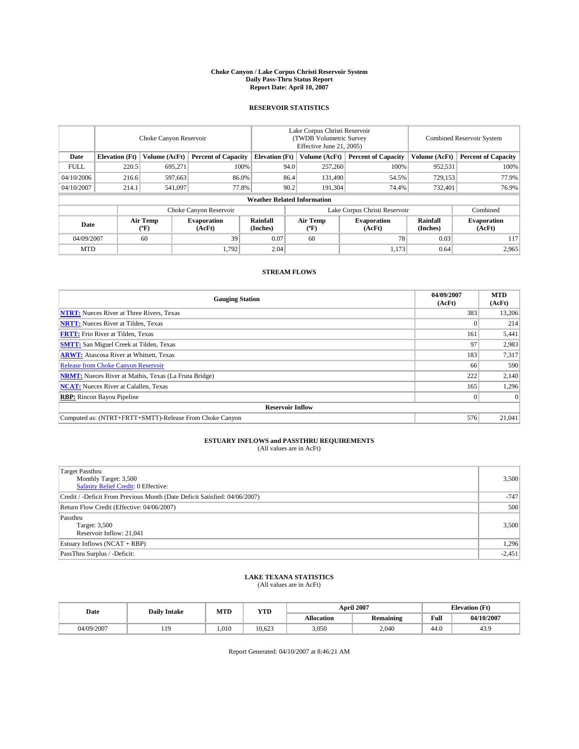# Choke Canyon / Lake Corpus Christi Reservoir System
## Daily Pass-Thru Status Report
### Report Date: April 10, 2007

## RESERVOIR STATISTICS

| | Choke Canyon Reservoir | | | Lake Corpus Christi Reservoir (TWDB Volumetric Survey Effective June 21, 2005) | | | Combined Reservoir System | |
|---|---|---|---|---|---|---|---|---|
| Date | Elevation (Ft) | Volume (AcFt) | Percent of Capacity | Elevation (Ft) | Volume (AcFt) | Percent of Capacity | Volume (AcFt) | Percent of Capacity |
| FULL | 220.5 | 695,271 | 100% | 94.0 | 257,260 | 100% | 952,531 | 100% |
| 04/10/2006 | 216.6 | 597,663 | 86.0% | 86.4 | 131,490 | 54.5% | 729,153 | 77.9% |
| 04/10/2007 | 214.1 | 541,097 | 77.8% | 90.2 | 191,304 | 74.4% | 732,401 | 76.9% |

### Weather Related Information

| | Choke Canyon Reservoir | | | Lake Corpus Christi Reservoir | | | Combined |
|---|---|---|---|---|---|---|---|
| Date | Air Temp (°F) | Evaporation (AcFt) | Rainfall (Inches) | Air Temp (°F) | Evaporation (AcFt) | Rainfall (Inches) | Evaporation (AcFt) |
| 04/09/2007 | 60 | 39 | 0.07 | 60 | 78 | 0.03 | 117 |
| MTD | | 1,792 | 2.04 | | 1,173 | 0.64 | 2,965 |

## STREAM FLOWS

| Gauging Station | 04/09/2007 (AcFt) | MTD (AcFt) |
|---|---|---|
| **NTRT:** Nueces River at Three Rivers, Texas | 383 | 13,206 |
| **NRTT:** Nueces River at Tilden, Texas | 0 | 214 |
| **FRTT:** Frio River at Tilden, Texas | 161 | 5,441 |
| **SMTT:** San Miguel Creek at Tilden, Texas | 97 | 2,983 |
| **ARWT:** Atascosa River at Whitsett, Texas | 183 | 7,317 |
| Release from Choke Canyon Reservoir | 66 | 590 |
| **NRMT:** Nueces River at Mathis, Texas (La Fruta Bridge) | 222 | 2,140 |
| **NCAT:** Nueces River at Calallen, Texas | 165 | 1,296 |
| **RBP:** Rincon Bayou Pipeline | 0 | 0 |
| **Reservoir Inflow** | | |
| Computed as: (NTRT+FRTT+SMTT)-Release From Choke Canyon | 576 | 21,041 |

## ESTUARY INFLOWS and PASSTHRU REQUIREMENTS
(All values are in AcFt)

| | |
|---|---|
| Target Passthru<br>Monthly Target: 3,500<br>Salinity Relief Credit: 0 Effective: | 3,500 |
| Credit / -Deficit From Previous Month (Date Deficit Satisfied: 04/06/2007) | -747 |
| Return Flow Credit (Effective: 04/06/2007) | 500 |
| Passthru<br>Target: 3,500<br>Reservoir Inflow: 21,041 | 3,500 |
| Estuary Inflows (NCAT + RBP) | 1,296 |
| PassThru Surplus / -Deficit: | -2,451 |

## LAKE TEXANA STATISTICS
(All values are in AcFt)

| Date | Daily Intake | MTD | YTD | April 2007 | | Elevation (Ft) | |
|---|---|---|---|---|---|---|---|
| | | | | Allocation | Remaining | Full | 04/10/2007 |
| 04/09/2007 | 119 | 1,010 | 10,623 | 3,050 | 2,040 | 44.0 | 43.9 |

Report Generated: 04/10/2007 at 8:46:21 AM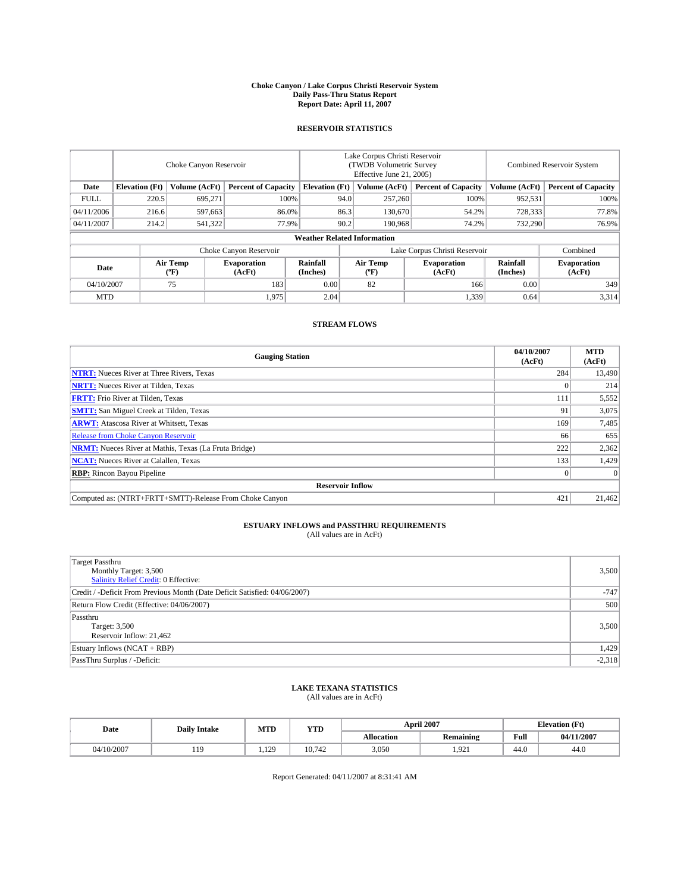# Choke Canyon / Lake Corpus Christi Reservoir System
## Daily Pass-Thru Status Report
## Report Date: April 11, 2007

### RESERVOIR STATISTICS

| | Choke Canyon Reservoir | | | Lake Corpus Christi Reservoir (TWDB Volumetric Survey Effective June 21, 2005) | | | Combined Reservoir System | |
|---|---|---|---|---|---|---|---|---|
| Date | Elevation (Ft) | Volume (AcFt) | Percent of Capacity | Elevation (Ft) | Volume (AcFt) | Percent of Capacity | Volume (AcFt) | Percent of Capacity |
| FULL | 220.5 | 695,271 | 100% | 94.0 | 257,260 | 100% | 952,531 | 100% |
| 04/11/2006 | 216.6 | 597,663 | 86.0% | 86.3 | 130,670 | 54.2% | 728,333 | 77.8% |
| 04/11/2007 | 214.2 | 541,322 | 77.9% | 90.2 | 190,968 | 74.2% | 732,290 | 76.9% |

**Weather Related Information**

| | Choke Canyon Reservoir | | | Lake Corpus Christi Reservoir | | | Combined |
|---|---|---|---|---|---|---|---|
| Date | Air Temp (°F) | Evaporation (AcFt) | Rainfall (Inches) | Air Temp (°F) | Evaporation (AcFt) | Rainfall (Inches) | Evaporation (AcFt) |
| 04/10/2007 | 75 | 183 | 0.00 | 82 | 166 | 0.00 | 349 |
| MTD | | 1,975 | 2.04 | | 1,339 | 0.64 | 3,314 |

### STREAM FLOWS

| Gauging Station | 04/10/2007 (AcFt) | MTD (AcFt) |
|---|---|---|
| **NTRT:** Nueces River at Three Rivers, Texas | 284 | 13,490 |
| **NRTT:** Nueces River at Tilden, Texas | 0 | 214 |
| **FRTT:** Frio River at Tilden, Texas | 111 | 5,552 |
| **SMTT:** San Miguel Creek at Tilden, Texas | 91 | 3,075 |
| **ARWT:** Atascosa River at Whitsett, Texas | 169 | 7,485 |
| Release from Choke Canyon Reservoir | 66 | 655 |
| **NRMT:** Nueces River at Mathis, Texas (La Fruta Bridge) | 222 | 2,362 |
| **NCAT:** Nueces River at Calallen, Texas | 133 | 1,429 |
| **RBP:** Rincon Bayou Pipeline | 0 | 0 |
| **Reservoir Inflow** | | |
| Computed as: (NTRT+FRTT+SMTT)-Release From Choke Canyon | 421 | 21,462 |

### ESTUARY INFLOWS and PASSTHRU REQUIREMENTS
(All values are in AcFt)

| | |
|---|---|
| Target Passthru<br>Monthly Target: 3,500<br>Salinity Relief Credit: 0 Effective: | 3,500 |
| Credit / -Deficit From Previous Month (Date Deficit Satisfied: 04/06/2007) | -747 |
| Return Flow Credit (Effective: 04/06/2007) | 500 |
| Passthru<br>Target: 3,500<br>Reservoir Inflow: 21,462 | 3,500 |
| Estuary Inflows (NCAT + RBP) | 1,429 |
| PassThru Surplus / -Deficit: | -2,318 |

### LAKE TEXANA STATISTICS
(All values are in AcFt)

| Date | Daily Intake | MTD | YTD | April 2007 | | Elevation (Ft) | |
|---|---|---|---|---|---|---|---|
| | | | | Allocation | Remaining | Full | 04/11/2007 |
| 04/10/2007 | 119 | 1,129 | 10,742 | 3,050 | 1,921 | 44.0 | 44.0 |

Report Generated: 04/11/2007 at 8:31:41 AM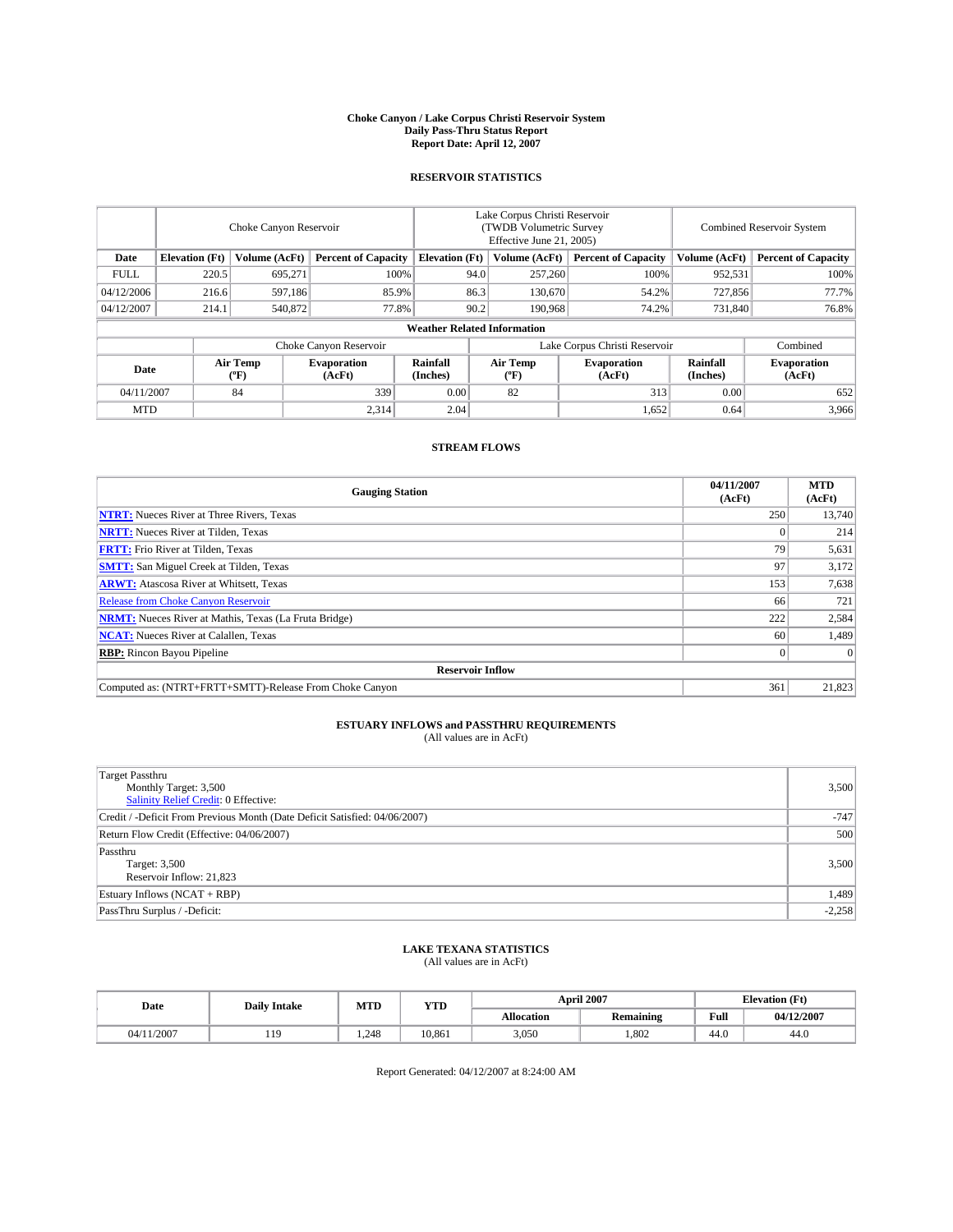# Choke Canyon / Lake Corpus Christi Reservoir System
## Daily Pass-Thru Status Report
### Report Date: April 12, 2007

## RESERVOIR STATISTICS

| | Choke Canyon Reservoir | | | Lake Corpus Christi Reservoir (TWDB Volumetric Survey Effective June 21, 2005) | | | Combined Reservoir System | |
|---|---|---|---|---|---|---|---|---|
| **Date** | **Elevation (Ft)** | **Volume (AcFt)** | **Percent of Capacity** | **Elevation (Ft)** | **Volume (AcFt)** | **Percent of Capacity** | **Volume (AcFt)** | **Percent of Capacity** |
| FULL | 220.5 | 695,271 | 100% | 94.0 | 257,260 | 100% | 952,531 | 100% |
| 04/12/2006 | 216.6 | 597,186 | 85.9% | 86.3 | 130,670 | 54.2% | 727,856 | 77.7% |
| 04/12/2007 | 214.1 | 540,872 | 77.8% | 90.2 | 190,968 | 74.2% | 731,840 | 76.8% |

**Weather Related Information**

| | Choke Canyon Reservoir | | | Lake Corpus Christi Reservoir | | | Combined |
|---|---|---|---|---|---|---|---|
| **Date** | **Air Temp (°F)** | **Evaporation (AcFt)** | **Rainfall (Inches)** | **Air Temp (°F)** | **Evaporation (AcFt)** | **Rainfall (Inches)** | **Evaporation (AcFt)** |
| 04/11/2007 | 84 | 339 | 0.00 | 82 | 313 | 0.00 | 652 |
| MTD | | 2,314 | 2.04 | | 1,652 | 0.64 | 3,966 |

## STREAM FLOWS

| Gauging Station | 04/11/2007 (AcFt) | MTD (AcFt) |
|---|---|---|
| **NTRT:** Nueces River at Three Rivers, Texas | 250 | 13,740 |
| **NRTT:** Nueces River at Tilden, Texas | 0 | 214 |
| **FRTT:** Frio River at Tilden, Texas | 79 | 5,631 |
| **SMTT:** San Miguel Creek at Tilden, Texas | 97 | 3,172 |
| **ARWT:** Atascosa River at Whitsett, Texas | 153 | 7,638 |
| Release from Choke Canyon Reservoir | 66 | 721 |
| **NRMT:** Nueces River at Mathis, Texas (La Fruta Bridge) | 222 | 2,584 |
| **NCAT:** Nueces River at Calallen, Texas | 60 | 1,489 |
| **RBP:** Rincon Bayou Pipeline | 0 | 0 |
| **Reservoir Inflow** | | |
| Computed as: (NTRT+FRTT+SMTT)-Release From Choke Canyon | 361 | 21,823 |

## ESTUARY INFLOWS and PASSTHRU REQUIREMENTS
(All values are in AcFt)

| | |
|---|---|
| Target Passthru<br>Monthly Target: 3,500<br>Salinity Relief Credit: 0 Effective: | 3,500 |
| Credit / -Deficit From Previous Month (Date Deficit Satisfied: 04/06/2007) | -747 |
| Return Flow Credit (Effective: 04/06/2007) | 500 |
| Passthru<br>Target: 3,500<br>Reservoir Inflow: 21,823 | 3,500 |
| Estuary Inflows (NCAT + RBP) | 1,489 |
| PassThru Surplus / -Deficit: | -2,258 |

## LAKE TEXANA STATISTICS
(All values are in AcFt)

| Date | Daily Intake | MTD | YTD | April 2007 | | Elevation (Ft) | |
|---|---|---|---|---|---|---|---|
| | | | | **Allocation** | **Remaining** | **Full** | **04/12/2007** |
| 04/11/2007 | 119 | 1,248 | 10,861 | 3,050 | 1,802 | 44.0 | 44.0 |

Report Generated: 04/12/2007 at 8:24:00 AM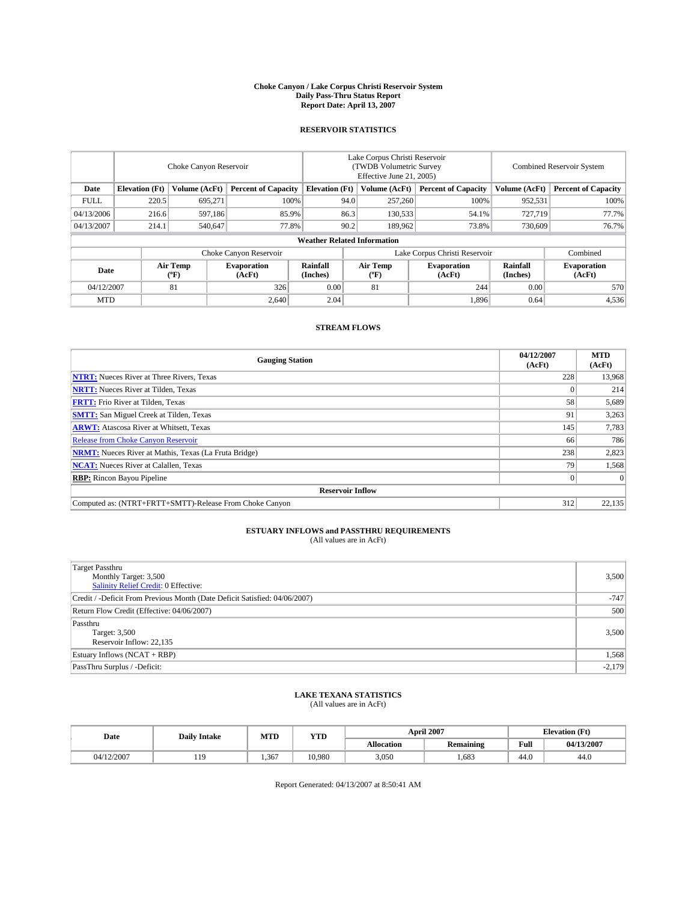# Choke Canyon / Lake Corpus Christi Reservoir System
## Daily Pass-Thru Status Report
### Report Date: April 13, 2007

## RESERVOIR STATISTICS

| | Choke Canyon Reservoir | | | Lake Corpus Christi Reservoir (TWDB Volumetric Survey Effective June 21, 2005) | | | Combined Reservoir System | |
|---|---|---|---|---|---|---|---|---|
| Date | Elevation (Ft) | Volume (AcFt) | Percent of Capacity | Elevation (Ft) | Volume (AcFt) | Percent of Capacity | Volume (AcFt) | Percent of Capacity |
| FULL | 220.5 | 695,271 | 100% | 94.0 | 257,260 | 100% | 952,531 | 100% |
| 04/13/2006 | 216.6 | 597,186 | 85.9% | 86.3 | 130,533 | 54.1% | 727,719 | 77.7% |
| 04/13/2007 | 214.1 | 540,647 | 77.8% | 90.2 | 189,962 | 73.8% | 730,609 | 76.7% |

**Weather Related Information**

| | Choke Canyon Reservoir | | | Lake Corpus Christi Reservoir | | | Combined |
|---|---|---|---|---|---|---|---|
| Date | Air Temp (°F) | Evaporation (AcFt) | Rainfall (Inches) | Air Temp (°F) | Evaporation (AcFt) | Rainfall (Inches) | Evaporation (AcFt) |
| 04/12/2007 | 81 | 326 | 0.00 | 81 | 244 | 0.00 | 570 |
| MTD | | 2,640 | 2.04 | | 1,896 | 0.64 | 4,536 |

## STREAM FLOWS

| Gauging Station | 04/12/2007 (AcFt) | MTD (AcFt) |
|---|---|---|
| **NTRT:** Nueces River at Three Rivers, Texas | 228 | 13,968 |
| **NRTT:** Nueces River at Tilden, Texas | 0 | 214 |
| **FRTT:** Frio River at Tilden, Texas | 58 | 5,689 |
| **SMTT:** San Miguel Creek at Tilden, Texas | 91 | 3,263 |
| **ARWT:** Atascosa River at Whitsett, Texas | 145 | 7,783 |
| Release from Choke Canyon Reservoir | 66 | 786 |
| **NRMT:** Nueces River at Mathis, Texas (La Fruta Bridge) | 238 | 2,823 |
| **NCAT:** Nueces River at Calallen, Texas | 79 | 1,568 |
| **RBP:** Rincon Bayou Pipeline | 0 | 0 |
| **Reservoir Inflow** | | |
| Computed as: (NTRT+FRTT+SMTT)-Release From Choke Canyon | 312 | 22,135 |

## ESTUARY INFLOWS and PASSTHRU REQUIREMENTS
(All values are in AcFt)

| | |
|---|---|
| Target Passthru<br>Monthly Target: 3,500<br>Salinity Relief Credit: 0 Effective: | 3,500 |
| Credit / -Deficit From Previous Month (Date Deficit Satisfied: 04/06/2007) | -747 |
| Return Flow Credit (Effective: 04/06/2007) | 500 |
| Passthru<br>Target: 3,500<br>Reservoir Inflow: 22,135 | 3,500 |
| Estuary Inflows (NCAT + RBP) | 1,568 |
| PassThru Surplus / -Deficit: | -2,179 |

## LAKE TEXANA STATISTICS
(All values are in AcFt)

| Date | Daily Intake | MTD | YTD | April 2007 | | Elevation (Ft) | |
|---|---|---|---|---|---|---|---|
| | | | | Allocation | Remaining | Full | 04/13/2007 |
| 04/12/2007 | 119 | 1,367 | 10,980 | 3,050 | 1,683 | 44.0 | 44.0 |

Report Generated: 04/13/2007 at 8:50:41 AM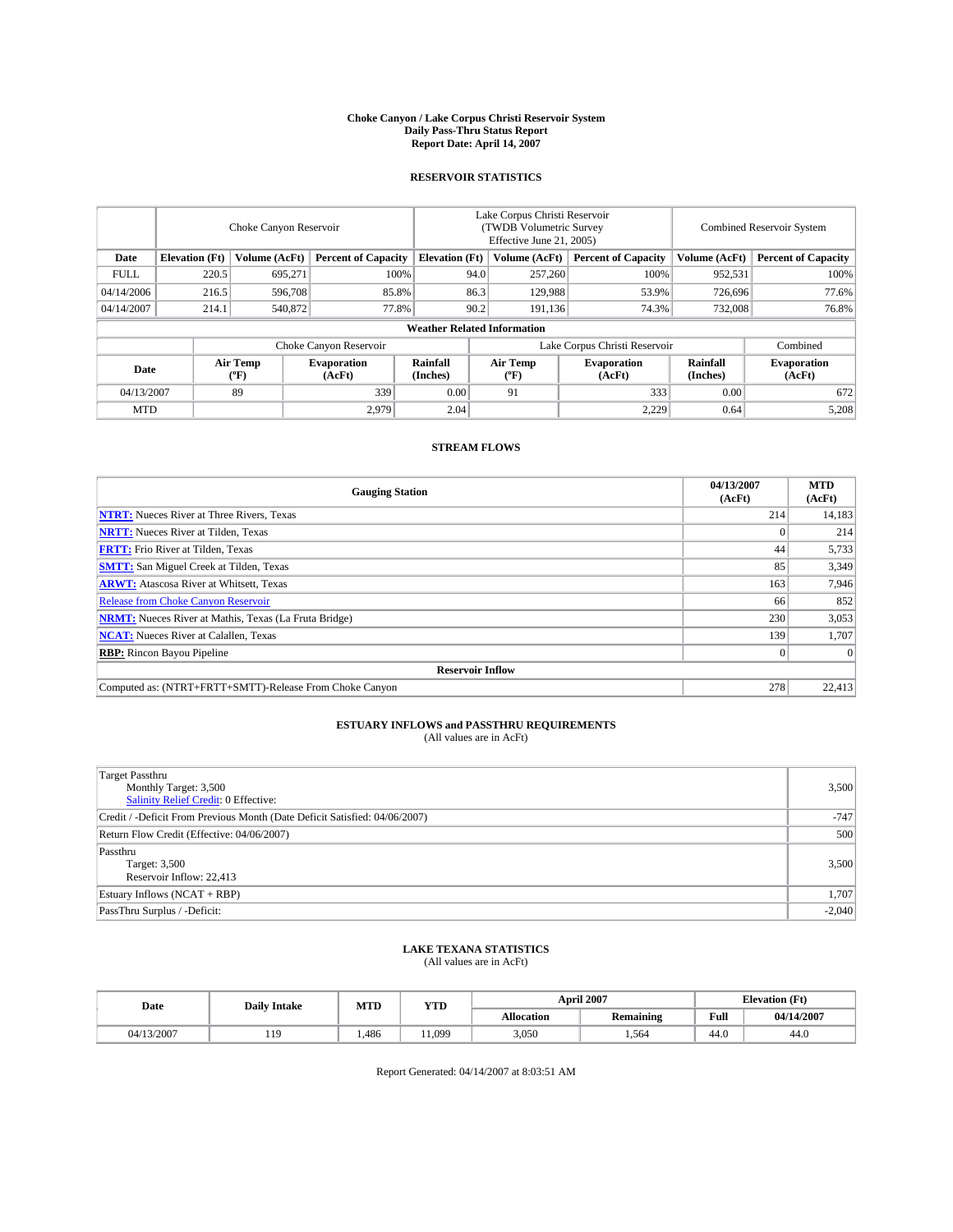# Choke Canyon / Lake Corpus Christi Reservoir System
## Daily Pass-Thru Status Report
### Report Date: April 14, 2007

## RESERVOIR STATISTICS

| | Choke Canyon Reservoir | | | Lake Corpus Christi Reservoir (TWDB Volumetric Survey Effective June 21, 2005) | | | Combined Reservoir System | |
|---|---|---|---|---|---|---|---|---|
| Date | Elevation (Ft) | Volume (AcFt) | Percent of Capacity | Elevation (Ft) | Volume (AcFt) | Percent of Capacity | Volume (AcFt) | Percent of Capacity |
| FULL | 220.5 | 695,271 | 100% | 94.0 | 257,260 | 100% | 952,531 | 100% |
| 04/14/2006 | 216.5 | 596,708 | 85.8% | 86.3 | 129,988 | 53.9% | 726,696 | 77.6% |
| 04/14/2007 | 214.1 | 540,872 | 77.8% | 90.2 | 191,136 | 74.3% | 732,008 | 76.8% |

**Weather Related Information**

| | Choke Canyon Reservoir | | | Lake Corpus Christi Reservoir | | | Combined |
|---|---|---|---|---|---|---|---|
| Date | Air Temp (°F) | Evaporation (AcFt) | Rainfall (Inches) | Air Temp (°F) | Evaporation (AcFt) | Rainfall (Inches) | Evaporation (AcFt) |
| 04/13/2007 | 89 | 339 | 0.00 | 91 | 333 | 0.00 | 672 |
| MTD | | 2,979 | 2.04 | | 2,229 | 0.64 | 5,208 |

## STREAM FLOWS

| Gauging Station | 04/13/2007 (AcFt) | MTD (AcFt) |
|---|---|---|
| **NTRT:** Nueces River at Three Rivers, Texas | 214 | 14,183 |
| **NRTT:** Nueces River at Tilden, Texas | 0 | 214 |
| **FRTT:** Frio River at Tilden, Texas | 44 | 5,733 |
| **SMTT:** San Miguel Creek at Tilden, Texas | 85 | 3,349 |
| **ARWT:** Atascosa River at Whitsett, Texas | 163 | 7,946 |
| Release from Choke Canyon Reservoir | 66 | 852 |
| **NRMT:** Nueces River at Mathis, Texas (La Fruta Bridge) | 230 | 3,053 |
| **NCAT:** Nueces River at Calallen, Texas | 139 | 1,707 |
| **RBP:** Rincon Bayou Pipeline | 0 | 0 |
| **Reservoir Inflow** | | |
| Computed as: (NTRT+FRTT+SMTT)-Release From Choke Canyon | 278 | 22,413 |

## ESTUARY INFLOWS and PASSTHRU REQUIREMENTS
(All values are in AcFt)

| | |
|---|---|
| Target Passthru<br>Monthly Target: 3,500<br>Salinity Relief Credit: 0 Effective: | 3,500 |
| Credit / -Deficit From Previous Month (Date Deficit Satisfied: 04/06/2007) | -747 |
| Return Flow Credit (Effective: 04/06/2007) | 500 |
| Passthru<br>Target: 3,500<br>Reservoir Inflow: 22,413 | 3,500 |
| Estuary Inflows (NCAT + RBP) | 1,707 |
| PassThru Surplus / -Deficit: | -2,040 |

## LAKE TEXANA STATISTICS
(All values are in AcFt)

| Date | Daily Intake | MTD | YTD | April 2007 | | Elevation (Ft) | |
|---|---|---|---|---|---|---|---|
| | | | | Allocation | Remaining | Full | 04/14/2007 |
| 04/13/2007 | 119 | 1,486 | 11,099 | 3,050 | 1,564 | 44.0 | 44.0 |

Report Generated: 04/14/2007 at 8:03:51 AM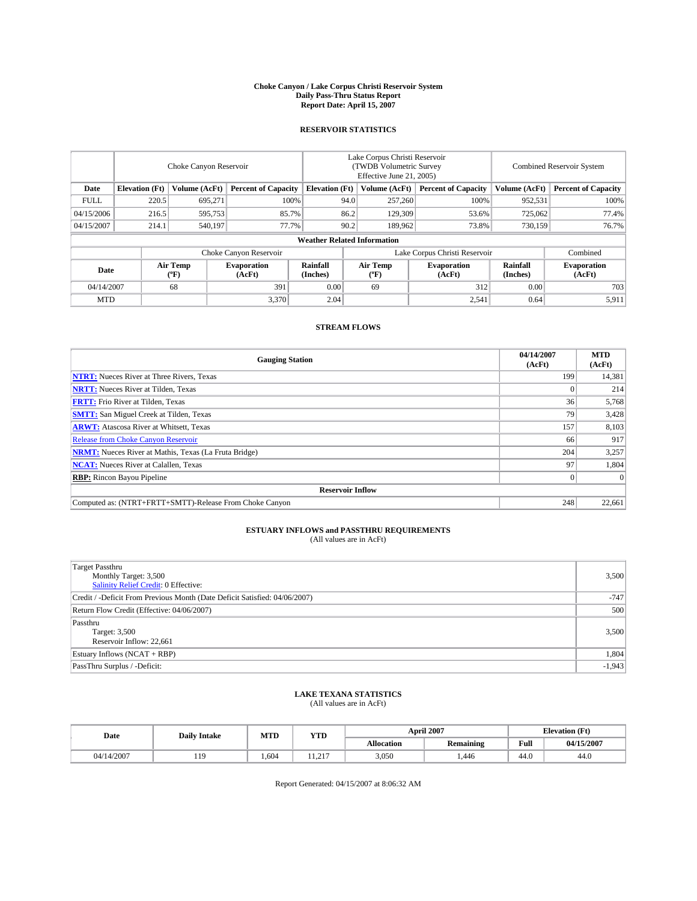# Choke Canyon / Lake Corpus Christi Reservoir System
## Daily Pass-Thru Status Report
### Report Date: April 15, 2007

## RESERVOIR STATISTICS

| | Choke Canyon Reservoir | | | Lake Corpus Christi Reservoir (TWDB Volumetric Survey Effective June 21, 2005) | | | Combined Reservoir System | |
|---|---|---|---|---|---|---|---|---|
| **Date** | **Elevation (Ft)** | **Volume (AcFt)** | **Percent of Capacity** | **Elevation (Ft)** | **Volume (AcFt)** | **Percent of Capacity** | **Volume (AcFt)** | **Percent of Capacity** |
| FULL | 220.5 | 695,271 | 100% | 94.0 | 257,260 | 100% | 952,531 | 100% |
| 04/15/2006 | 216.5 | 595,753 | 85.7% | 86.2 | 129,309 | 53.6% | 725,062 | 77.4% |
| 04/15/2007 | 214.1 | 540,197 | 77.7% | 90.2 | 189,962 | 73.8% | 730,159 | 76.7% |

**Weather Related Information**

| | Choke Canyon Reservoir | | | Lake Corpus Christi Reservoir | | | Combined |
|---|---|---|---|---|---|---|---|
| **Date** | **Air Temp (ºF)** | **Evaporation (AcFt)** | **Rainfall (Inches)** | **Air Temp (ºF)** | **Evaporation (AcFt)** | **Rainfall (Inches)** | **Evaporation (AcFt)** |
| 04/14/2007 | 68 | 391 | 0.00 | 69 | 312 | 0.00 | 703 |
| MTD | | 3,370 | 2.04 | | 2,541 | 0.64 | 5,911 |

## STREAM FLOWS

| Gauging Station | 04/14/2007 (AcFt) | MTD (AcFt) |
|---|---|---|
| **NTRT:** Nueces River at Three Rivers, Texas | 199 | 14,381 |
| **NRTT:** Nueces River at Tilden, Texas | 0 | 214 |
| **FRTT:** Frio River at Tilden, Texas | 36 | 5,768 |
| **SMTT:** San Miguel Creek at Tilden, Texas | 79 | 3,428 |
| **ARWT:** Atascosa River at Whitsett, Texas | 157 | 8,103 |
| Release from Choke Canyon Reservoir | 66 | 917 |
| **NRMT:** Nueces River at Mathis, Texas (La Fruta Bridge) | 204 | 3,257 |
| **NCAT:** Nueces River at Calallen, Texas | 97 | 1,804 |
| **RBP:** Rincon Bayou Pipeline | 0 | 0 |
| **Reservoir Inflow** | | |
| Computed as: (NTRT+FRTT+SMTT)-Release From Choke Canyon | 248 | 22,661 |

## ESTUARY INFLOWS and PASSTHRU REQUIREMENTS
(All values are in AcFt)

| | |
|---|---|
| Target Passthru<br>Monthly Target: 3,500<br>Salinity Relief Credit: 0 Effective: | 3,500 |
| Credit / -Deficit From Previous Month (Date Deficit Satisfied: 04/06/2007) | -747 |
| Return Flow Credit (Effective: 04/06/2007) | 500 |
| Passthru<br>Target: 3,500<br>Reservoir Inflow: 22,661 | 3,500 |
| Estuary Inflows (NCAT + RBP) | 1,804 |
| PassThru Surplus / -Deficit: | -1,943 |

## LAKE TEXANA STATISTICS
(All values are in AcFt)

| Date | Daily Intake | MTD | YTD | April 2007 | | Elevation (Ft) | |
|---|---|---|---|---|---|---|---|
| | | | | **Allocation** | **Remaining** | **Full** | **04/15/2007** |
| 04/14/2007 | 119 | 1,604 | 11,217 | 3,050 | 1,446 | 44.0 | 44.0 |

Report Generated: 04/15/2007 at 8:06:32 AM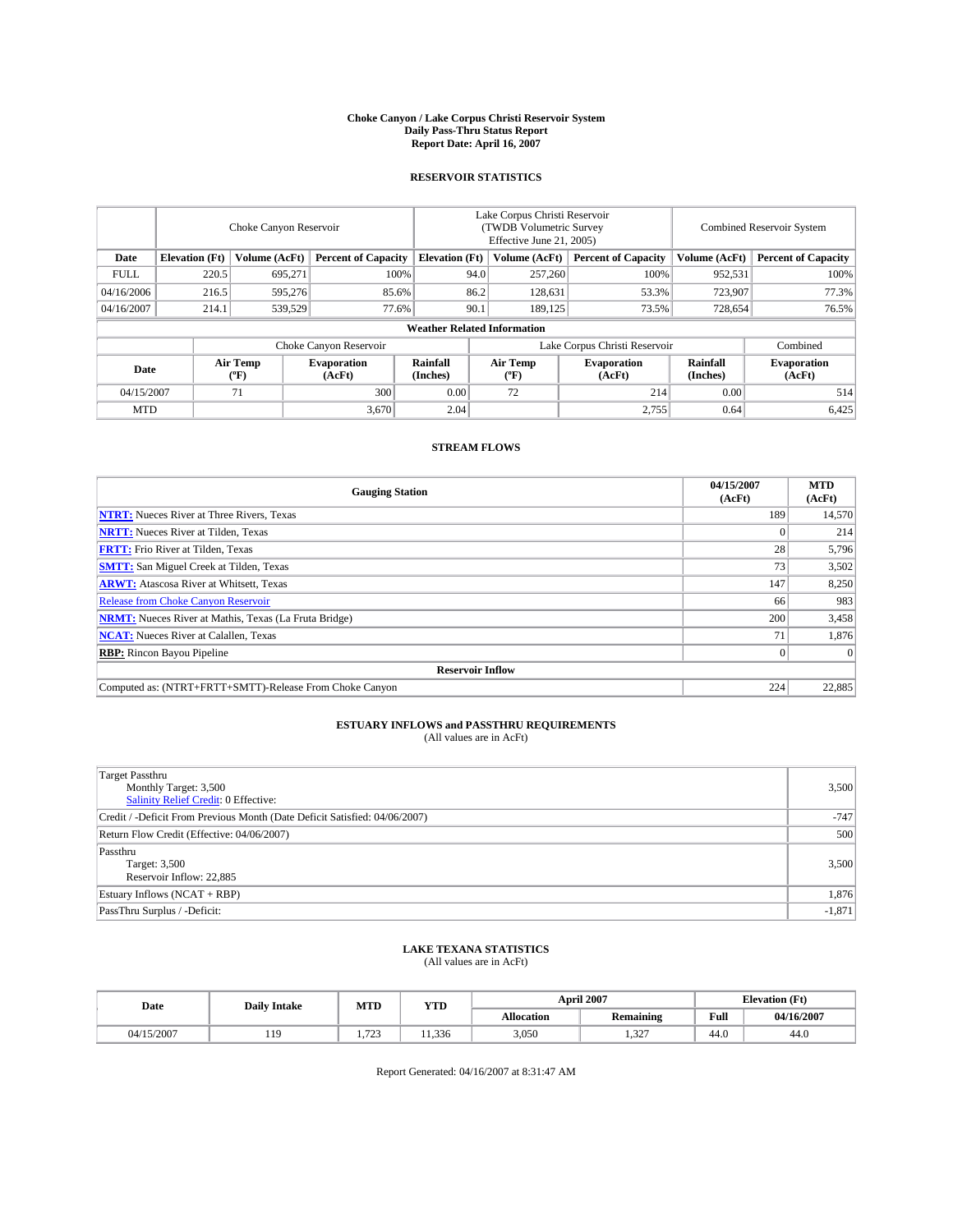# Choke Canyon / Lake Corpus Christi Reservoir System
## Daily Pass-Thru Status Report
### Report Date: April 16, 2007

## RESERVOIR STATISTICS

| | Choke Canyon Reservoir | | | Lake Corpus Christi Reservoir (TWDB Volumetric Survey Effective June 21, 2005) | | | Combined Reservoir System | |
|---|---|---|---|---|---|---|---|---|
| Date | Elevation (Ft) | Volume (AcFt) | Percent of Capacity | Elevation (Ft) | Volume (AcFt) | Percent of Capacity | Volume (AcFt) | Percent of Capacity |
| FULL | 220.5 | 695,271 | 100% | 94.0 | 257,260 | 100% | 952,531 | 100% |
| 04/16/2006 | 216.5 | 595,276 | 85.6% | 86.2 | 128,631 | 53.3% | 723,907 | 77.3% |
| 04/16/2007 | 214.1 | 539,529 | 77.6% | 90.1 | 189,125 | 73.5% | 728,654 | 76.5% |

**Weather Related Information**

| | Choke Canyon Reservoir | | | Lake Corpus Christi Reservoir | | | Combined |
|---|---|---|---|---|---|---|---|
| Date | Air Temp (°F) | Evaporation (AcFt) | Rainfall (Inches) | Air Temp (°F) | Evaporation (AcFt) | Rainfall (Inches) | Evaporation (AcFt) |
| 04/15/2007 | 71 | 300 | 0.00 | 72 | 214 | 0.00 | 514 |
| MTD | | 3,670 | 2.04 | | 2,755 | 0.64 | 6,425 |

## STREAM FLOWS

| Gauging Station | 04/15/2007 (AcFt) | MTD (AcFt) |
|---|---|---|
| **NTRT:** Nueces River at Three Rivers, Texas | 189 | 14,570 |
| **NRTT:** Nueces River at Tilden, Texas | 0 | 214 |
| **FRTT:** Frio River at Tilden, Texas | 28 | 5,796 |
| **SMTT:** San Miguel Creek at Tilden, Texas | 73 | 3,502 |
| **ARWT:** Atascosa River at Whitsett, Texas | 147 | 8,250 |
| Release from Choke Canyon Reservoir | 66 | 983 |
| **NRMT:** Nueces River at Mathis, Texas (La Fruta Bridge) | 200 | 3,458 |
| **NCAT:** Nueces River at Calallen, Texas | 71 | 1,876 |
| **RBP:** Rincon Bayou Pipeline | 0 | 0 |
| **Reservoir Inflow** | | |
| Computed as: (NTRT+FRTT+SMTT)-Release From Choke Canyon | 224 | 22,885 |

## ESTUARY INFLOWS and PASSTHRU REQUIREMENTS
(All values are in AcFt)

| | |
|---|---|
| Target Passthru<br>Monthly Target: 3,500<br>Salinity Relief Credit: 0 Effective: | 3,500 |
| Credit / -Deficit From Previous Month (Date Deficit Satisfied: 04/06/2007) | -747 |
| Return Flow Credit (Effective: 04/06/2007) | 500 |
| Passthru<br>Target: 3,500<br>Reservoir Inflow: 22,885 | 3,500 |
| Estuary Inflows (NCAT + RBP) | 1,876 |
| PassThru Surplus / -Deficit: | -1,871 |

## LAKE TEXANA STATISTICS
(All values are in AcFt)

| Date | Daily Intake | MTD | YTD | April 2007 | | Elevation (Ft) | |
|---|---|---|---|---|---|---|---|
| | | | | Allocation | Remaining | Full | 04/16/2007 |
| 04/15/2007 | 119 | 1,723 | 11,336 | 3,050 | 1,327 | 44.0 | 44.0 |

Report Generated: 04/16/2007 at 8:31:47 AM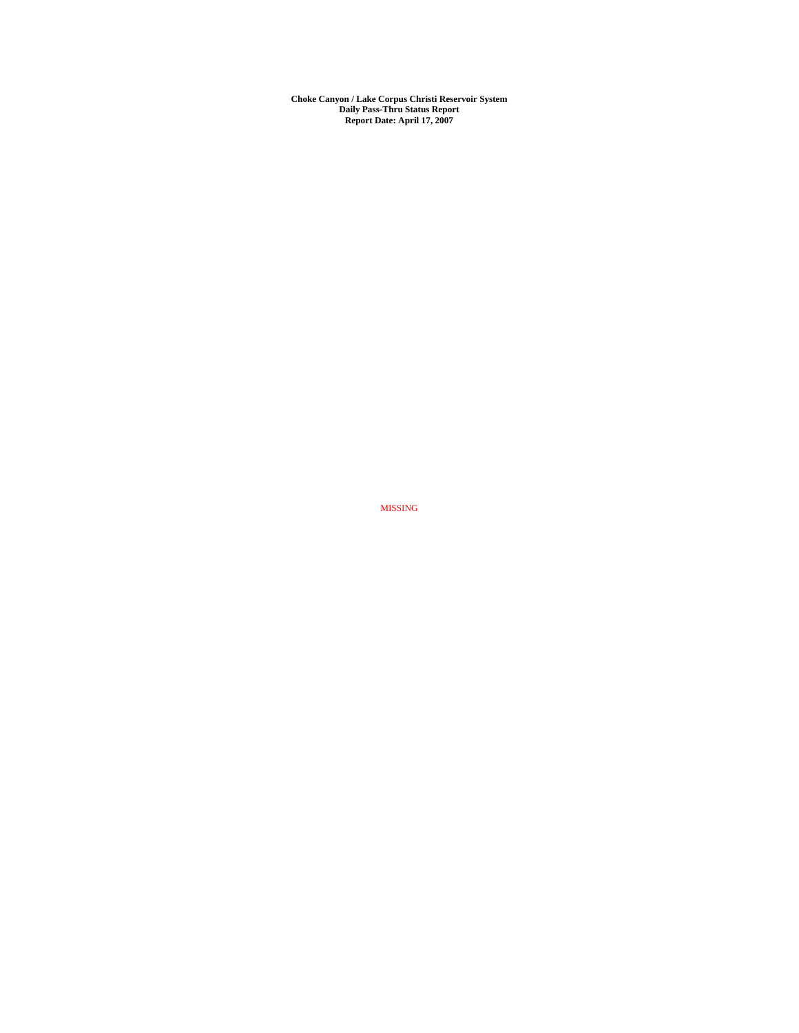**Choke Canyon / Lake Corpus Christi Reservoir System**
**Daily Pass-Thru Status Report**
**Report Date: April 17, 2007**

MISSING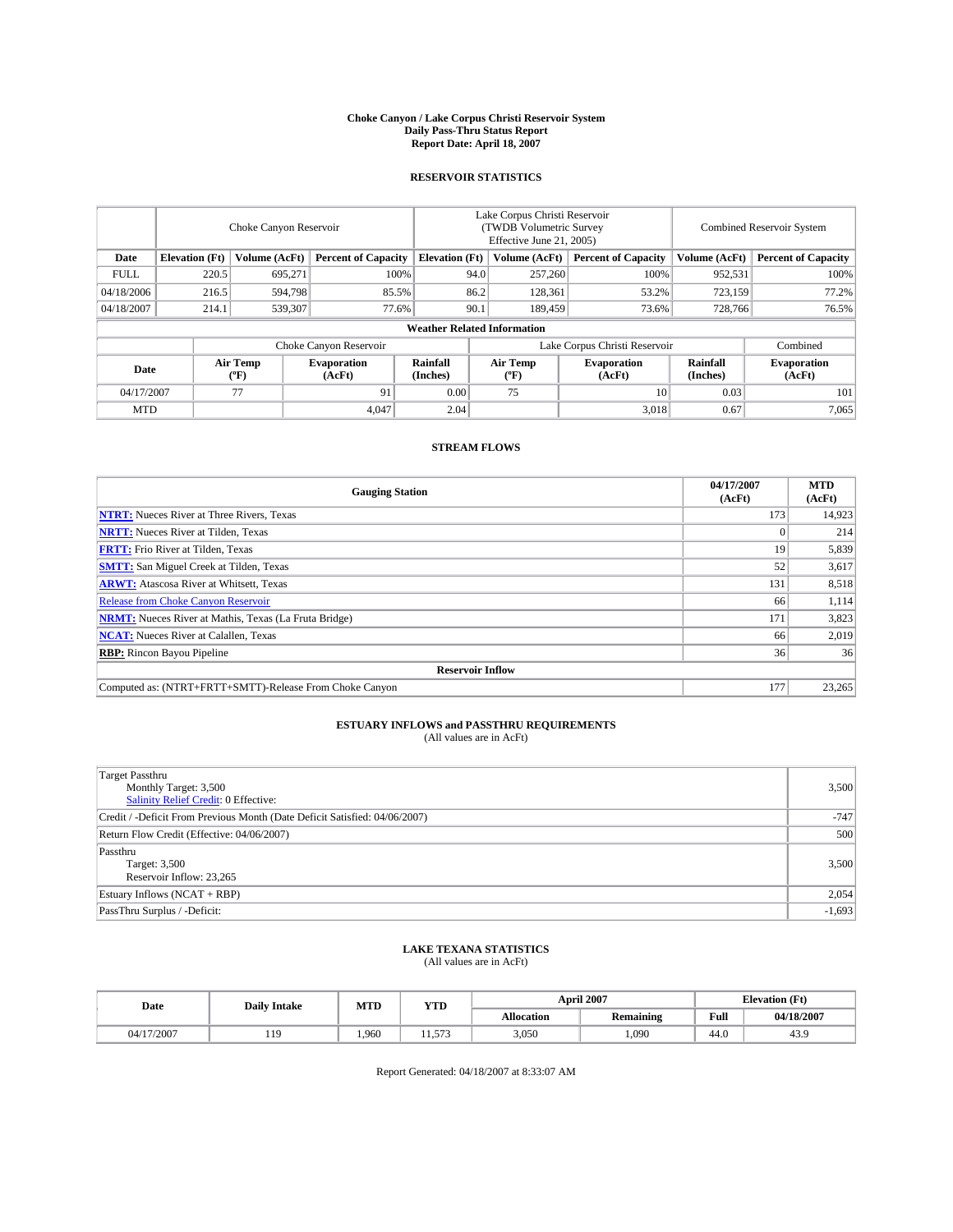# Choke Canyon / Lake Corpus Christi Reservoir System
## Daily Pass-Thru Status Report
### Report Date: April 18, 2007

## RESERVOIR STATISTICS

| | Choke Canyon Reservoir | | | Lake Corpus Christi Reservoir (TWDB Volumetric Survey Effective June 21, 2005) | | | Combined Reservoir System | |
|---|---|---|---|---|---|---|---|---|
| Date | Elevation (Ft) | Volume (AcFt) | Percent of Capacity | Elevation (Ft) | Volume (AcFt) | Percent of Capacity | Volume (AcFt) | Percent of Capacity |
| FULL | 220.5 | 695,271 | 100% | 94.0 | 257,260 | 100% | 952,531 | 100% |
| 04/18/2006 | 216.5 | 594,798 | 85.5% | 86.2 | 128,361 | 53.2% | 723,159 | 77.2% |
| 04/18/2007 | 214.1 | 539,307 | 77.6% | 90.1 | 189,459 | 73.6% | 728,766 | 76.5% |

### Weather Related Information

| | Choke Canyon Reservoir | | | Lake Corpus Christi Reservoir | | | Combined |
|---|---|---|---|---|---|---|---|
| Date | Air Temp (°F) | Evaporation (AcFt) | Rainfall (Inches) | Air Temp (°F) | Evaporation (AcFt) | Rainfall (Inches) | Evaporation (AcFt) |
| 04/17/2007 | 77 | 91 | 0.00 | 75 | 10 | 0.03 | 101 |
| MTD | | 4,047 | 2.04 | | 3,018 | 0.67 | 7,065 |

## STREAM FLOWS

| Gauging Station | 04/17/2007 (AcFt) | MTD (AcFt) |
|---|---|---|
| NTRT: Nueces River at Three Rivers, Texas | 173 | 14,923 |
| NRTT: Nueces River at Tilden, Texas | 0 | 214 |
| FRTT: Frio River at Tilden, Texas | 19 | 5,839 |
| SMTT: San Miguel Creek at Tilden, Texas | 52 | 3,617 |
| ARWT: Atascosa River at Whitsett, Texas | 131 | 8,518 |
| Release from Choke Canyon Reservoir | 66 | 1,114 |
| NRMT: Nueces River at Mathis, Texas (La Fruta Bridge) | 171 | 3,823 |
| NCAT: Nueces River at Calallen, Texas | 66 | 2,019 |
| RBP: Rincon Bayou Pipeline | 36 | 36 |
| **Reservoir Inflow** | | |
| Computed as: (NTRT+FRTT+SMTT)-Release From Choke Canyon | 177 | 23,265 |

## ESTUARY INFLOWS and PASSTHRU REQUIREMENTS
(All values are in AcFt)

| | |
|---|---|
| Target Passthru<br>Monthly Target: 3,500<br>Salinity Relief Credit: 0 Effective: | 3,500 |
| Credit / -Deficit From Previous Month (Date Deficit Satisfied: 04/06/2007) | -747 |
| Return Flow Credit (Effective: 04/06/2007) | 500 |
| Passthru<br>Target: 3,500<br>Reservoir Inflow: 23,265 | 3,500 |
| Estuary Inflows (NCAT + RBP) | 2,054 |
| PassThru Surplus / -Deficit: | -1,693 |

## LAKE TEXANA STATISTICS
(All values are in AcFt)

| Date | Daily Intake | MTD | YTD | April 2007 | | Elevation (Ft) | |
|---|---|---|---|---|---|---|---|
| | | | | Allocation | Remaining | Full | 04/18/2007 |
| 04/17/2007 | 119 | 1,960 | 11,573 | 3,050 | 1,090 | 44.0 | 43.9 |

Report Generated: 04/18/2007 at 8:33:07 AM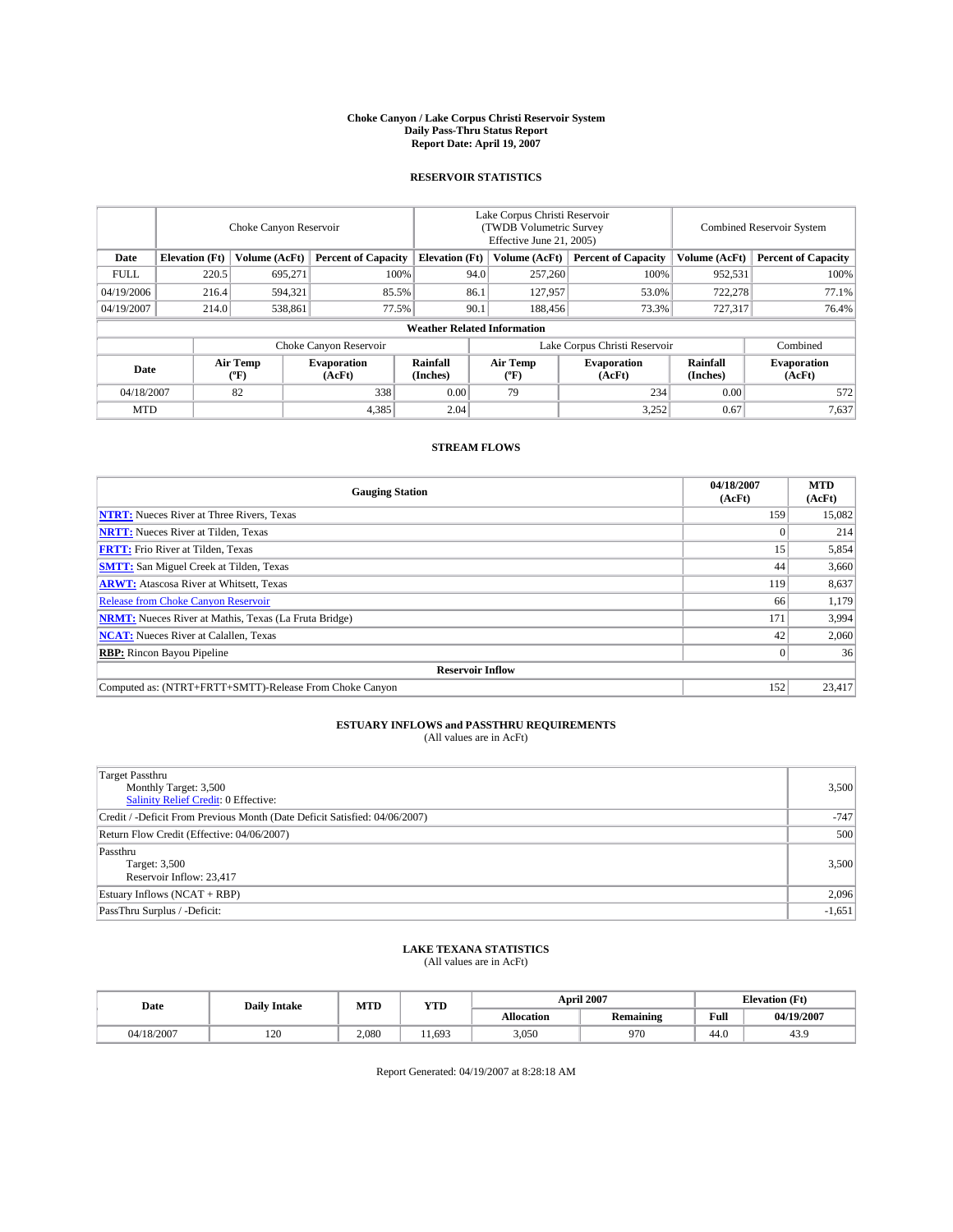# Choke Canyon / Lake Corpus Christi Reservoir System
## Daily Pass-Thru Status Report
### Report Date: April 19, 2007

## RESERVOIR STATISTICS

| | Choke Canyon Reservoir | | | Lake Corpus Christi Reservoir (TWDB Volumetric Survey Effective June 21, 2005) | | | Combined Reservoir System | |
|---|---|---|---|---|---|---|---|---|
| Date | Elevation (Ft) | Volume (AcFt) | Percent of Capacity | Elevation (Ft) | Volume (AcFt) | Percent of Capacity | Volume (AcFt) | Percent of Capacity |
| FULL | 220.5 | 695,271 | 100% | 94.0 | 257,260 | 100% | 952,531 | 100% |
| 04/19/2006 | 216.4 | 594,321 | 85.5% | 86.1 | 127,957 | 53.0% | 722,278 | 77.1% |
| 04/19/2007 | 214.0 | 538,861 | 77.5% | 90.1 | 188,456 | 73.3% | 727,317 | 76.4% |

### Weather Related Information

| | Choke Canyon Reservoir | | | Lake Corpus Christi Reservoir | | | Combined |
|---|---|---|---|---|---|---|---|
| Date | Air Temp (ºF) | Evaporation (AcFt) | Rainfall (Inches) | Air Temp (ºF) | Evaporation (AcFt) | Rainfall (Inches) | Evaporation (AcFt) |
| 04/18/2007 | 82 | 338 | 0.00 | 79 | 234 | 0.00 | 572 |
| MTD | | 4,385 | 2.04 | | 3,252 | 0.67 | 7,637 |

## STREAM FLOWS

| Gauging Station | 04/18/2007 (AcFt) | MTD (AcFt) |
|---|---|---|
| NTRT: Nueces River at Three Rivers, Texas | 159 | 15,082 |
| NRTT: Nueces River at Tilden, Texas | 0 | 214 |
| FRTT: Frio River at Tilden, Texas | 15 | 5,854 |
| SMTT: San Miguel Creek at Tilden, Texas | 44 | 3,660 |
| ARWT: Atascosa River at Whitsett, Texas | 119 | 8,637 |
| Release from Choke Canyon Reservoir | 66 | 1,179 |
| NRMT: Nueces River at Mathis, Texas (La Fruta Bridge) | 171 | 3,994 |
| NCAT: Nueces River at Calallen, Texas | 42 | 2,060 |
| RBP: Rincon Bayou Pipeline | 0 | 36 |
| **Reservoir Inflow** | | |
| Computed as: (NTRT+FRTT+SMTT)-Release From Choke Canyon | 152 | 23,417 |

## ESTUARY INFLOWS and PASSTHRU REQUIREMENTS
(All values are in AcFt)

| | |
|---|---|
| Target Passthru<br>Monthly Target: 3,500<br>Salinity Relief Credit: 0 Effective: | 3,500 |
| Credit / -Deficit From Previous Month (Date Deficit Satisfied: 04/06/2007) | -747 |
| Return Flow Credit (Effective: 04/06/2007) | 500 |
| Passthru<br>Target: 3,500<br>Reservoir Inflow: 23,417 | 3,500 |
| Estuary Inflows (NCAT + RBP) | 2,096 |
| PassThru Surplus / -Deficit: | -1,651 |

## LAKE TEXANA STATISTICS
(All values are in AcFt)

| Date | Daily Intake | MTD | YTD | April 2007 | | Elevation (Ft) | |
|---|---|---|---|---|---|---|---|
| | | | | Allocation | Remaining | Full | 04/19/2007 |
| 04/18/2007 | 120 | 2,080 | 11,693 | 3,050 | 970 | 44.0 | 43.9 |

Report Generated: 04/19/2007 at 8:28:18 AM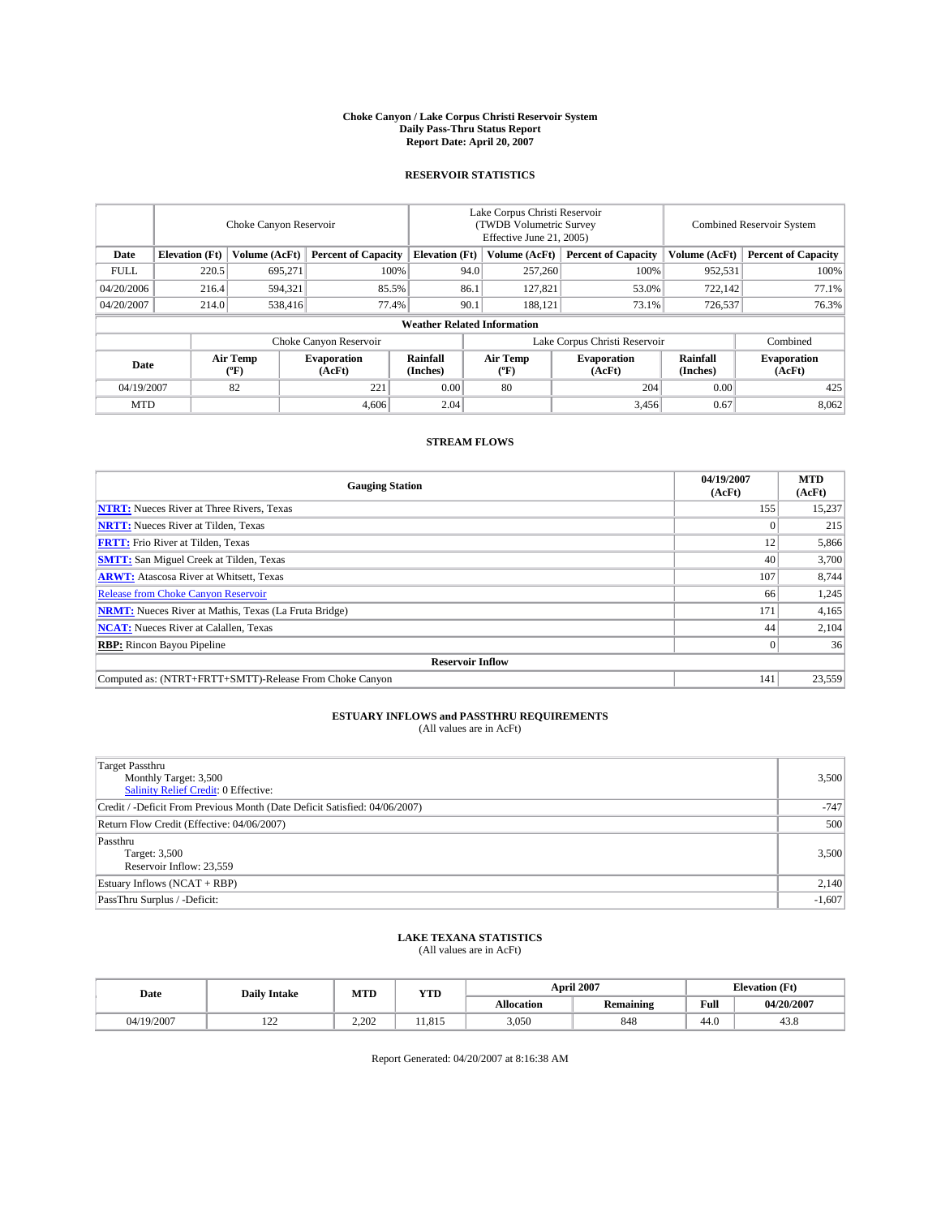# Choke Canyon / Lake Corpus Christi Reservoir System
## Daily Pass-Thru Status Report
### Report Date: April 20, 2007

## RESERVOIR STATISTICS

| | Choke Canyon Reservoir | | | Lake Corpus Christi Reservoir (TWDB Volumetric Survey Effective June 21, 2005) | | | Combined Reservoir System | |
|---|---|---|---|---|---|---|---|---|
| Date | Elevation (Ft) | Volume (AcFt) | Percent of Capacity | Elevation (Ft) | Volume (AcFt) | Percent of Capacity | Volume (AcFt) | Percent of Capacity |
| FULL | 220.5 | 695,271 | 100% | 94.0 | 257,260 | 100% | 952,531 | 100% |
| 04/20/2006 | 216.4 | 594,321 | 85.5% | 86.1 | 127,821 | 53.0% | 722,142 | 77.1% |
| 04/20/2007 | 214.0 | 538,416 | 77.4% | 90.1 | 188,121 | 73.1% | 726,537 | 76.3% |

**Weather Related Information**

| | Choke Canyon Reservoir | | | Lake Corpus Christi Reservoir | | | Combined |
|---|---|---|---|---|---|---|---|
| Date | Air Temp (°F) | Evaporation (AcFt) | Rainfall (Inches) | Air Temp (°F) | Evaporation (AcFt) | Rainfall (Inches) | Evaporation (AcFt) |
| 04/19/2007 | 82 | 221 | 0.00 | 80 | 204 | 0.00 | 425 |
| MTD | | 4,606 | 2.04 | | 3,456 | 0.67 | 8,062 |

## STREAM FLOWS

| Gauging Station | 04/19/2007 (AcFt) | MTD (AcFt) |
|---|---|---|
| **NTRT:** Nueces River at Three Rivers, Texas | 155 | 15,237 |
| **NRTT:** Nueces River at Tilden, Texas | 0 | 215 |
| **FRTT:** Frio River at Tilden, Texas | 12 | 5,866 |
| **SMTT:** San Miguel Creek at Tilden, Texas | 40 | 3,700 |
| **ARWT:** Atascosa River at Whitsett, Texas | 107 | 8,744 |
| Release from Choke Canyon Reservoir | 66 | 1,245 |
| **NRMT:** Nueces River at Mathis, Texas (La Fruta Bridge) | 171 | 4,165 |
| **NCAT:** Nueces River at Calallen, Texas | 44 | 2,104 |
| **RBP:** Rincon Bayou Pipeline | 0 | 36 |
| **Reservoir Inflow** | | |
| Computed as: (NTRT+FRTT+SMTT)-Release From Choke Canyon | 141 | 23,559 |

## ESTUARY INFLOWS and PASSTHRU REQUIREMENTS
(All values are in AcFt)

| | |
|---|---|
| Target Passthru<br>Monthly Target: 3,500<br>Salinity Relief Credit: 0 Effective: | 3,500 |
| Credit / -Deficit From Previous Month (Date Deficit Satisfied: 04/06/2007) | -747 |
| Return Flow Credit (Effective: 04/06/2007) | 500 |
| Passthru<br>Target: 3,500<br>Reservoir Inflow: 23,559 | 3,500 |
| Estuary Inflows (NCAT + RBP) | 2,140 |
| PassThru Surplus / -Deficit: | -1,607 |

## LAKE TEXANA STATISTICS
(All values are in AcFt)

| Date | Daily Intake | MTD | YTD | April 2007 | | Elevation (Ft) | |
|---|---|---|---|---|---|---|---|
| | | | | Allocation | Remaining | Full | 04/20/2007 |
| 04/19/2007 | 122 | 2,202 | 11,815 | 3,050 | 848 | 44.0 | 43.8 |

Report Generated: 04/20/2007 at 8:16:38 AM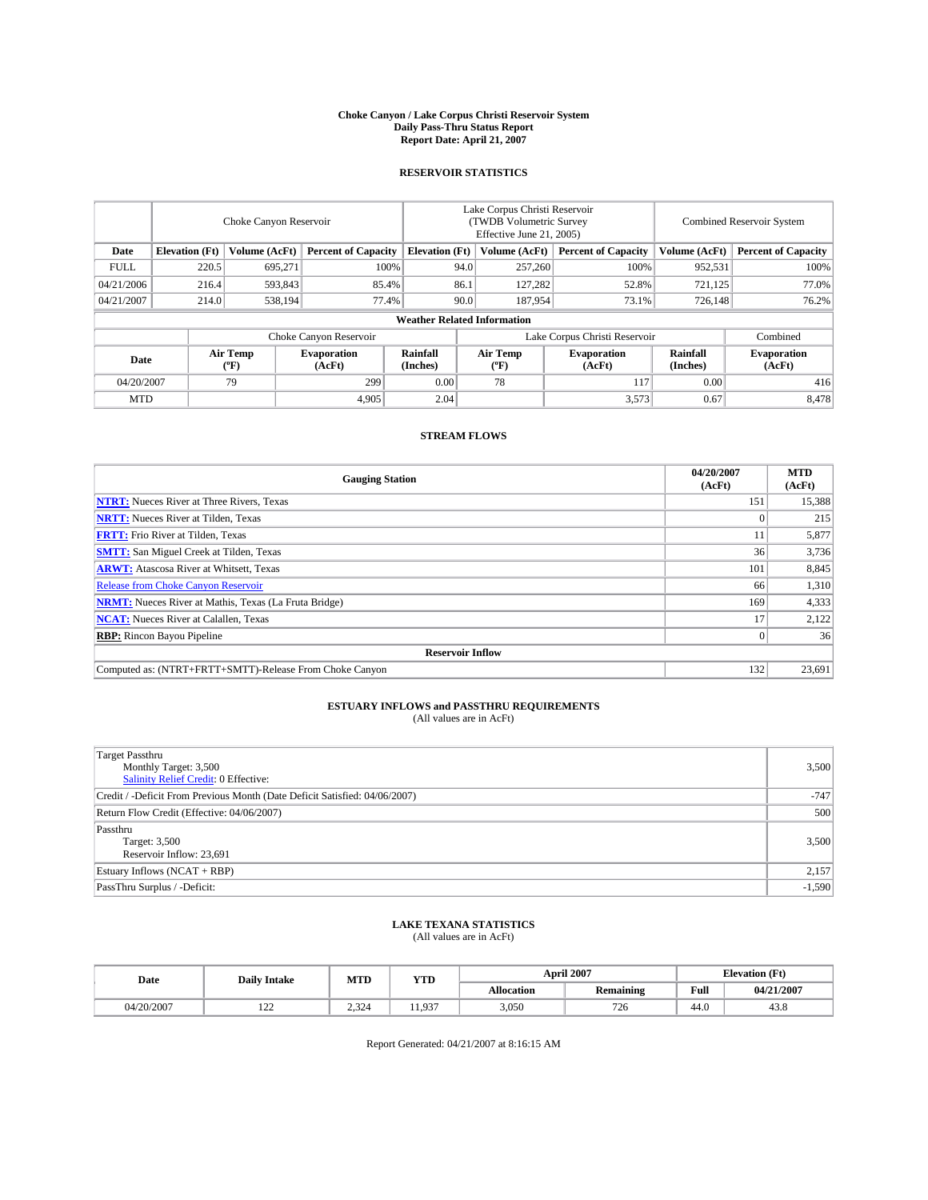# Choke Canyon / Lake Corpus Christi Reservoir System
## Daily Pass-Thru Status Report
### Report Date: April 21, 2007

## RESERVOIR STATISTICS

| | Choke Canyon Reservoir | | | Lake Corpus Christi Reservoir (TWDB Volumetric Survey Effective June 21, 2005) | | | Combined Reservoir System | |
|---|---|---|---|---|---|---|---|---|
| Date | Elevation (Ft) | Volume (AcFt) | Percent of Capacity | Elevation (Ft) | Volume (AcFt) | Percent of Capacity | Volume (AcFt) | Percent of Capacity |
| FULL | 220.5 | 695,271 | 100% | 94.0 | 257,260 | 100% | 952,531 | 100% |
| 04/21/2006 | 216.4 | 593,843 | 85.4% | 86.1 | 127,282 | 52.8% | 721,125 | 77.0% |
| 04/21/2007 | 214.0 | 538,194 | 77.4% | 90.0 | 187,954 | 73.1% | 726,148 | 76.2% |

**Weather Related Information**

| | Choke Canyon Reservoir | | | Lake Corpus Christi Reservoir | | | Combined |
|---|---|---|---|---|---|---|---|
| Date | Air Temp (°F) | Evaporation (AcFt) | Rainfall (Inches) | Air Temp (°F) | Evaporation (AcFt) | Rainfall (Inches) | Evaporation (AcFt) |
| 04/20/2007 | 79 | 299 | 0.00 | 78 | 117 | 0.00 | 416 |
| MTD | | 4,905 | 2.04 | | 3,573 | 0.67 | 8,478 |

## STREAM FLOWS

| Gauging Station | 04/20/2007 (AcFt) | MTD (AcFt) |
|---|---|---|
| NTRT: Nueces River at Three Rivers, Texas | 151 | 15,388 |
| NRTT: Nueces River at Tilden, Texas | 0 | 215 |
| FRTT: Frio River at Tilden, Texas | 11 | 5,877 |
| SMTT: San Miguel Creek at Tilden, Texas | 36 | 3,736 |
| ARWT: Atascosa River at Whitsett, Texas | 101 | 8,845 |
| Release from Choke Canyon Reservoir | 66 | 1,310 |
| NRMT: Nueces River at Mathis, Texas (La Fruta Bridge) | 169 | 4,333 |
| NCAT: Nueces River at Calallen, Texas | 17 | 2,122 |
| RBP: Rincon Bayou Pipeline | 0 | 36 |
| **Reservoir Inflow** | | |
| Computed as: (NTRT+FRTT+SMTT)-Release From Choke Canyon | 132 | 23,691 |

## ESTUARY INFLOWS and PASSTHRU REQUIREMENTS
(All values are in AcFt)

| | |
|---|---|
| Target Passthru<br>Monthly Target: 3,500<br>Salinity Relief Credit: 0 Effective: | 3,500 |
| Credit / -Deficit From Previous Month (Date Deficit Satisfied: 04/06/2007) | -747 |
| Return Flow Credit (Effective: 04/06/2007) | 500 |
| Passthru<br>Target: 3,500<br>Reservoir Inflow: 23,691 | 3,500 |
| Estuary Inflows (NCAT + RBP) | 2,157 |
| PassThru Surplus / -Deficit: | -1,590 |

## LAKE TEXANA STATISTICS
(All values are in AcFt)

| Date | Daily Intake | MTD | YTD | April 2007 | | Elevation (Ft) | |
|---|---|---|---|---|---|---|---|
| | | | | Allocation | Remaining | Full | 04/21/2007 |
| 04/20/2007 | 122 | 2,324 | 11,937 | 3,050 | 726 | 44.0 | 43.8 |

Report Generated: 04/21/2007 at 8:16:15 AM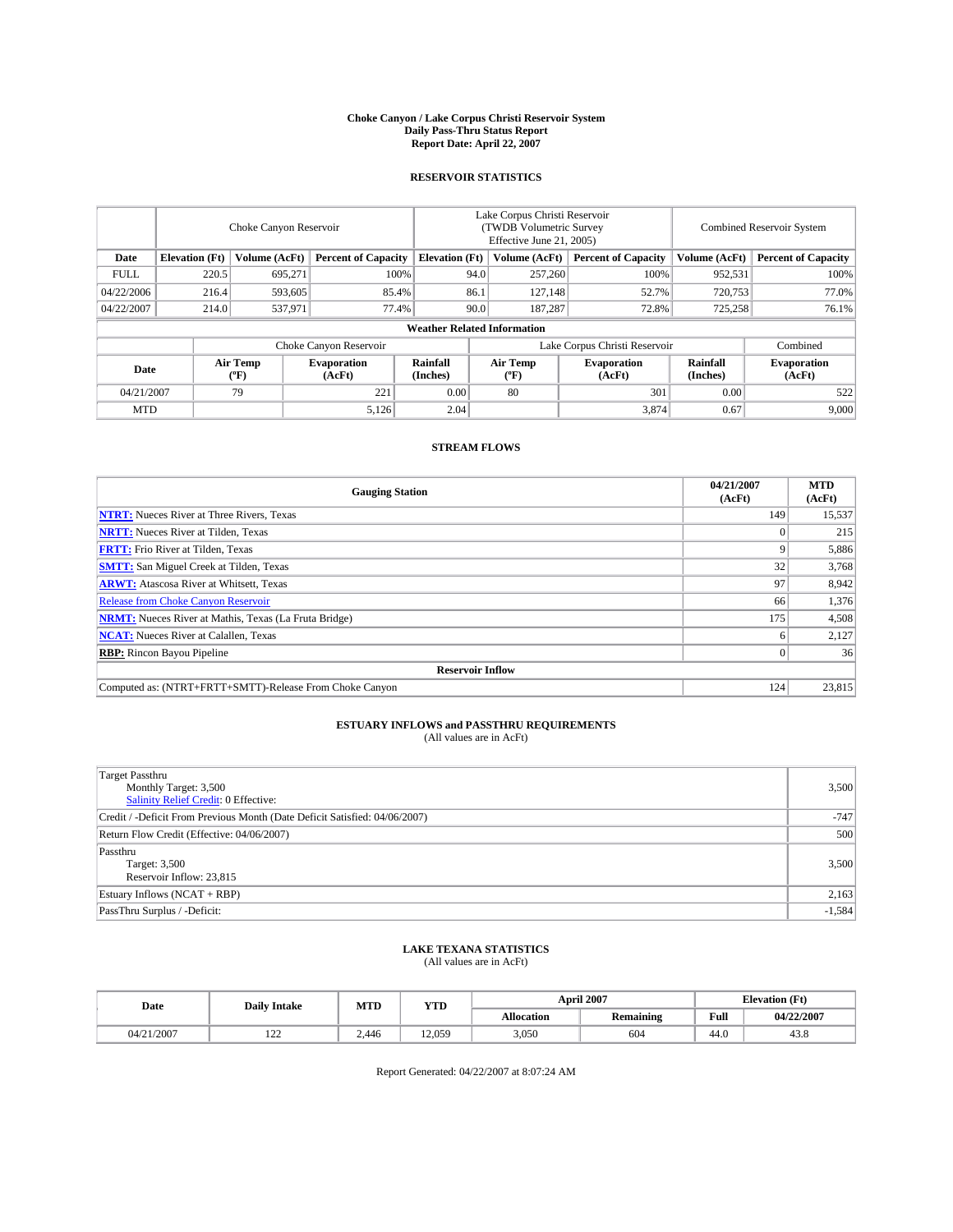# Choke Canyon / Lake Corpus Christi Reservoir System
## Daily Pass-Thru Status Report
### Report Date: April 22, 2007

## RESERVOIR STATISTICS

| | Choke Canyon Reservoir | | | Lake Corpus Christi Reservoir (TWDB Volumetric Survey Effective June 21, 2005) | | | Combined Reservoir System | |
|---|---|---|---|---|---|---|---|---|
| Date | Elevation (Ft) | Volume (AcFt) | Percent of Capacity | Elevation (Ft) | Volume (AcFt) | Percent of Capacity | Volume (AcFt) | Percent of Capacity |
| FULL | 220.5 | 695,271 | 100% | 94.0 | 257,260 | 100% | 952,531 | 100% |
| 04/22/2006 | 216.4 | 593,605 | 85.4% | 86.1 | 127,148 | 52.7% | 720,753 | 77.0% |
| 04/22/2007 | 214.0 | 537,971 | 77.4% | 90.0 | 187,287 | 72.8% | 725,258 | 76.1% |

**Weather Related Information**

| | Choke Canyon Reservoir | | | Lake Corpus Christi Reservoir | | | Combined |
|---|---|---|---|---|---|---|---|
| Date | Air Temp (°F) | Evaporation (AcFt) | Rainfall (Inches) | Air Temp (°F) | Evaporation (AcFt) | Rainfall (Inches) | Evaporation (AcFt) |
| 04/21/2007 | 79 | 221 | 0.00 | 80 | 301 | 0.00 | 522 |
| MTD | | 5,126 | 2.04 | | 3,874 | 0.67 | 9,000 |

## STREAM FLOWS

| Gauging Station | 04/21/2007 (AcFt) | MTD (AcFt) |
|---|---|---|
| **NTRT:** Nueces River at Three Rivers, Texas | 149 | 15,537 |
| **NRTT:** Nueces River at Tilden, Texas | 0 | 215 |
| **FRTT:** Frio River at Tilden, Texas | 9 | 5,886 |
| **SMTT:** San Miguel Creek at Tilden, Texas | 32 | 3,768 |
| **ARWT:** Atascosa River at Whitsett, Texas | 97 | 8,942 |
| Release from Choke Canyon Reservoir | 66 | 1,376 |
| **NRMT:** Nueces River at Mathis, Texas (La Fruta Bridge) | 175 | 4,508 |
| **NCAT:** Nueces River at Calallen, Texas | 6 | 2,127 |
| **RBP:** Rincon Bayou Pipeline | 0 | 36 |
| **Reservoir Inflow** | | |
| Computed as: (NTRT+FRTT+SMTT)-Release From Choke Canyon | 124 | 23,815 |

## ESTUARY INFLOWS and PASSTHRU REQUIREMENTS
(All values are in AcFt)

| | |
|---|---|
| Target Passthru<br>Monthly Target: 3,500<br>Salinity Relief Credit: 0 Effective: | 3,500 |
| Credit / -Deficit From Previous Month (Date Deficit Satisfied: 04/06/2007) | -747 |
| Return Flow Credit (Effective: 04/06/2007) | 500 |
| Passthru<br>Target: 3,500<br>Reservoir Inflow: 23,815 | 3,500 |
| Estuary Inflows (NCAT + RBP) | 2,163 |
| PassThru Surplus / -Deficit: | -1,584 |

## LAKE TEXANA STATISTICS
(All values are in AcFt)

| Date | Daily Intake | MTD | YTD | April 2007 | | Elevation (Ft) | |
|---|---|---|---|---|---|---|---|
| | | | | Allocation | Remaining | Full | 04/22/2007 |
| 04/21/2007 | 122 | 2,446 | 12,059 | 3,050 | 604 | 44.0 | 43.8 |

Report Generated: 04/22/2007 at 8:07:24 AM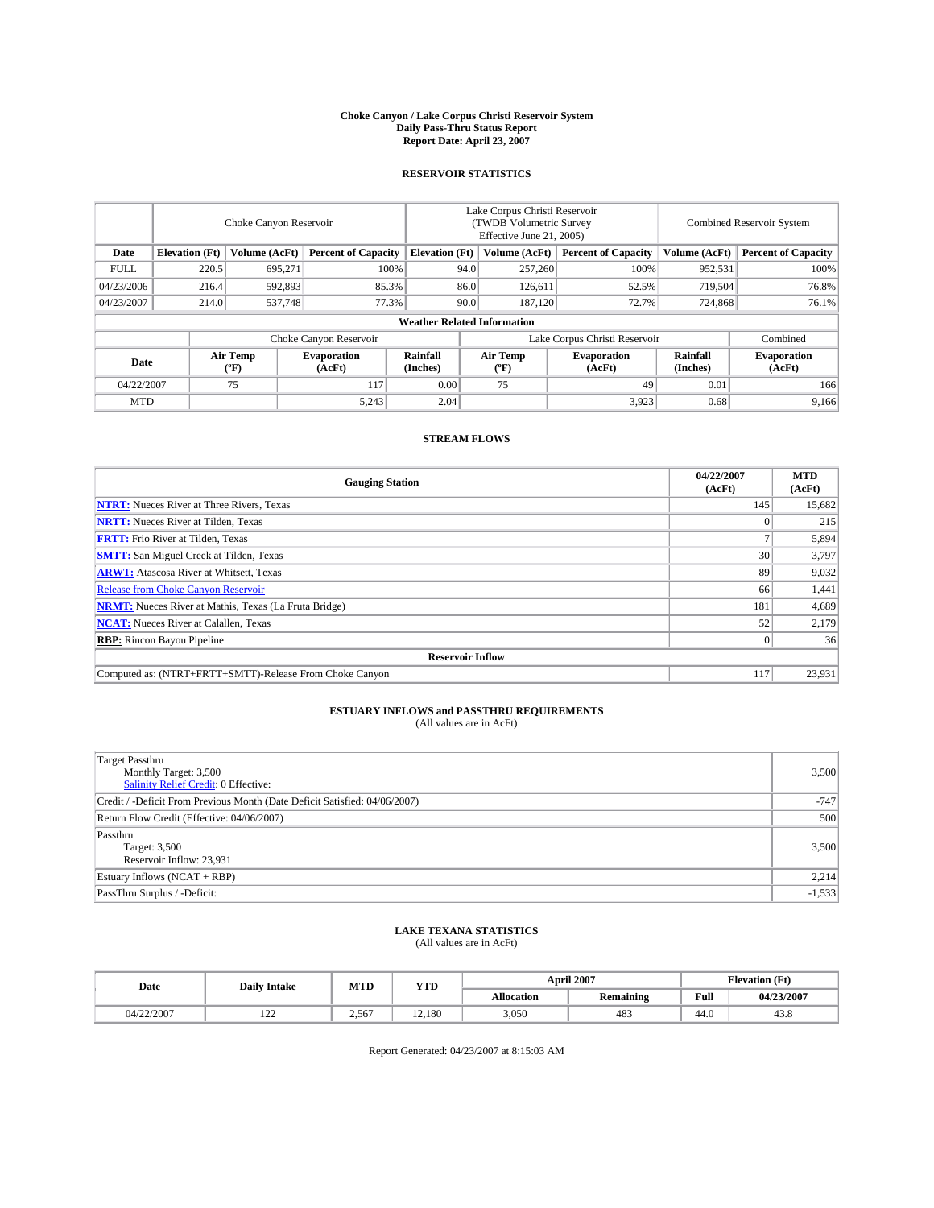# Choke Canyon / Lake Corpus Christi Reservoir System
## Daily Pass-Thru Status Report
## Report Date: April 23, 2007

### RESERVOIR STATISTICS

| | Choke Canyon Reservoir | | | Lake Corpus Christi Reservoir (TWDB Volumetric Survey Effective June 21, 2005) | | | Combined Reservoir System | |
|---|---|---|---|---|---|---|---|---|
| Date | Elevation (Ft) | Volume (AcFt) | Percent of Capacity | Elevation (Ft) | Volume (AcFt) | Percent of Capacity | Volume (AcFt) | Percent of Capacity |
| FULL | 220.5 | 695,271 | 100% | 94.0 | 257,260 | 100% | 952,531 | 100% |
| 04/23/2006 | 216.4 | 592,893 | 85.3% | 86.0 | 126,611 | 52.5% | 719,504 | 76.8% |
| 04/23/2007 | 214.0 | 537,748 | 77.3% | 90.0 | 187,120 | 72.7% | 724,868 | 76.1% |

#### Weather Related Information

| | Choke Canyon Reservoir | | | Lake Corpus Christi Reservoir | | | Combined |
|---|---|---|---|---|---|---|---|
| Date | Air Temp (°F) | Evaporation (AcFt) | Rainfall (Inches) | Air Temp (°F) | Evaporation (AcFt) | Rainfall (Inches) | Evaporation (AcFt) |
| 04/22/2007 | 75 | 117 | 0.00 | 75 | 49 | 0.01 | 166 |
| MTD | | 5,243 | 2.04 | | 3,923 | 0.68 | 9,166 |

### STREAM FLOWS

| Gauging Station | 04/22/2007 (AcFt) | MTD (AcFt) |
|---|---|---|
| **NTRT:** Nueces River at Three Rivers, Texas | 145 | 15,682 |
| **NRTT:** Nueces River at Tilden, Texas | 0 | 215 |
| **FRTT:** Frio River at Tilden, Texas | 7 | 5,894 |
| **SMTT:** San Miguel Creek at Tilden, Texas | 30 | 3,797 |
| **ARWT:** Atascosa River at Whitsett, Texas | 89 | 9,032 |
| Release from Choke Canyon Reservoir | 66 | 1,441 |
| **NRMT:** Nueces River at Mathis, Texas (La Fruta Bridge) | 181 | 4,689 |
| **NCAT:** Nueces River at Calallen, Texas | 52 | 2,179 |
| **RBP:** Rincon Bayou Pipeline | 0 | 36 |
| **Reservoir Inflow** | | |
| Computed as: (NTRT+FRTT+SMTT)-Release From Choke Canyon | 117 | 23,931 |

### ESTUARY INFLOWS and PASSTHRU REQUIREMENTS
(All values are in AcFt)

| | |
|---|---|
| Target Passthru<br>Monthly Target: 3,500<br>Salinity Relief Credit: 0 Effective: | 3,500 |
| Credit / -Deficit From Previous Month (Date Deficit Satisfied: 04/06/2007) | -747 |
| Return Flow Credit (Effective: 04/06/2007) | 500 |
| Passthru<br>Target: 3,500<br>Reservoir Inflow: 23,931 | 3,500 |
| Estuary Inflows (NCAT + RBP) | 2,214 |
| PassThru Surplus / -Deficit: | -1,533 |

### LAKE TEXANA STATISTICS
(All values are in AcFt)

| Date | Daily Intake | MTD | YTD | April 2007 | | Elevation (Ft) | |
|---|---|---|---|---|---|---|---|
| | | | | Allocation | Remaining | Full | 04/23/2007 |
| 04/22/2007 | 122 | 2,567 | 12,180 | 3,050 | 483 | 44.0 | 43.8 |

Report Generated: 04/23/2007 at 8:15:03 AM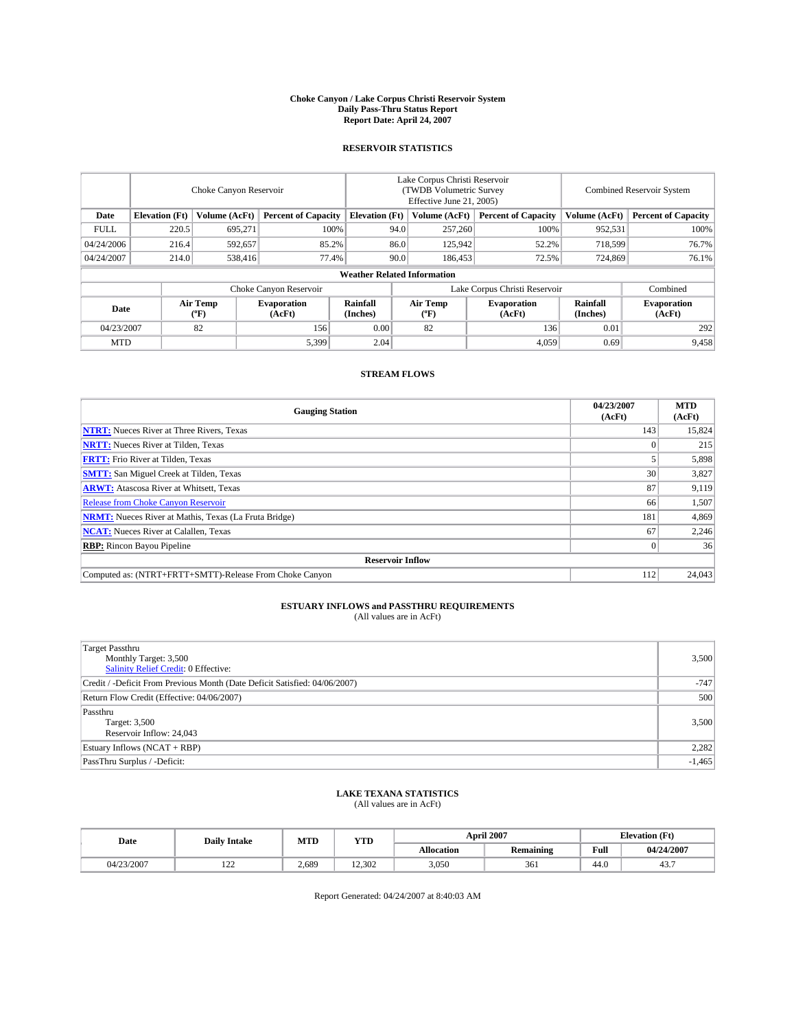# Choke Canyon / Lake Corpus Christi Reservoir System
## Daily Pass-Thru Status Report
### Report Date: April 24, 2007

## RESERVOIR STATISTICS

| | Choke Canyon Reservoir | | | Lake Corpus Christi Reservoir (TWDB Volumetric Survey Effective June 21, 2005) | | | Combined Reservoir System | |
|---|---|---|---|---|---|---|---|---|
| **Date** | **Elevation (Ft)** | **Volume (AcFt)** | **Percent of Capacity** | **Elevation (Ft)** | **Volume (AcFt)** | **Percent of Capacity** | **Volume (AcFt)** | **Percent of Capacity** |
| FULL | 220.5 | 695,271 | 100% | 94.0 | 257,260 | 100% | 952,531 | 100% |
| 04/24/2006 | 216.4 | 592,657 | 85.2% | 86.0 | 125,942 | 52.2% | 718,599 | 76.7% |
| 04/24/2007 | 214.0 | 538,416 | 77.4% | 90.0 | 186,453 | 72.5% | 724,869 | 76.1% |

**Weather Related Information**

| | Choke Canyon Reservoir | | | Lake Corpus Christi Reservoir | | | Combined |
|---|---|---|---|---|---|---|---|
| **Date** | **Air Temp (°F)** | **Evaporation (AcFt)** | **Rainfall (Inches)** | **Air Temp (°F)** | **Evaporation (AcFt)** | **Rainfall (Inches)** | **Evaporation (AcFt)** |
| 04/23/2007 | 82 | 156 | 0.00 | 82 | 136 | 0.01 | 292 |
| MTD | | 5,399 | 2.04 | | 4,059 | 0.69 | 9,458 |

## STREAM FLOWS

| Gauging Station | 04/23/2007 (AcFt) | MTD (AcFt) |
|---|---|---|
| **NTRT:** Nueces River at Three Rivers, Texas | 143 | 15,824 |
| **NRTT:** Nueces River at Tilden, Texas | 0 | 215 |
| **FRTT:** Frio River at Tilden, Texas | 5 | 5,898 |
| **SMTT:** San Miguel Creek at Tilden, Texas | 30 | 3,827 |
| **ARWT:** Atascosa River at Whitsett, Texas | 87 | 9,119 |
| Release from Choke Canyon Reservoir | 66 | 1,507 |
| **NRMT:** Nueces River at Mathis, Texas (La Fruta Bridge) | 181 | 4,869 |
| **NCAT:** Nueces River at Calallen, Texas | 67 | 2,246 |
| **RBP:** Rincon Bayou Pipeline | 0 | 36 |
| **Reservoir Inflow** | | |
| Computed as: (NTRT+FRTT+SMTT)-Release From Choke Canyon | 112 | 24,043 |

## ESTUARY INFLOWS and PASSTHRU REQUIREMENTS
(All values are in AcFt)

| | |
|---|---|
| Target Passthru<br>Monthly Target: 3,500<br>Salinity Relief Credit: 0 Effective: | 3,500 |
| Credit / -Deficit From Previous Month (Date Deficit Satisfied: 04/06/2007) | -747 |
| Return Flow Credit (Effective: 04/06/2007) | 500 |
| Passthru<br>Target: 3,500<br>Reservoir Inflow: 24,043 | 3,500 |
| Estuary Inflows (NCAT + RBP) | 2,282 |
| PassThru Surplus / -Deficit: | -1,465 |

## LAKE TEXANA STATISTICS
(All values are in AcFt)

| Date | Daily Intake | MTD | YTD | April 2007 | | Elevation (Ft) | |
|---|---|---|---|---|---|---|---|
| | | | | **Allocation** | **Remaining** | **Full** | **04/24/2007** |
| 04/23/2007 | 122 | 2,689 | 12,302 | 3,050 | 361 | 44.0 | 43.7 |

Report Generated: 04/24/2007 at 8:40:03 AM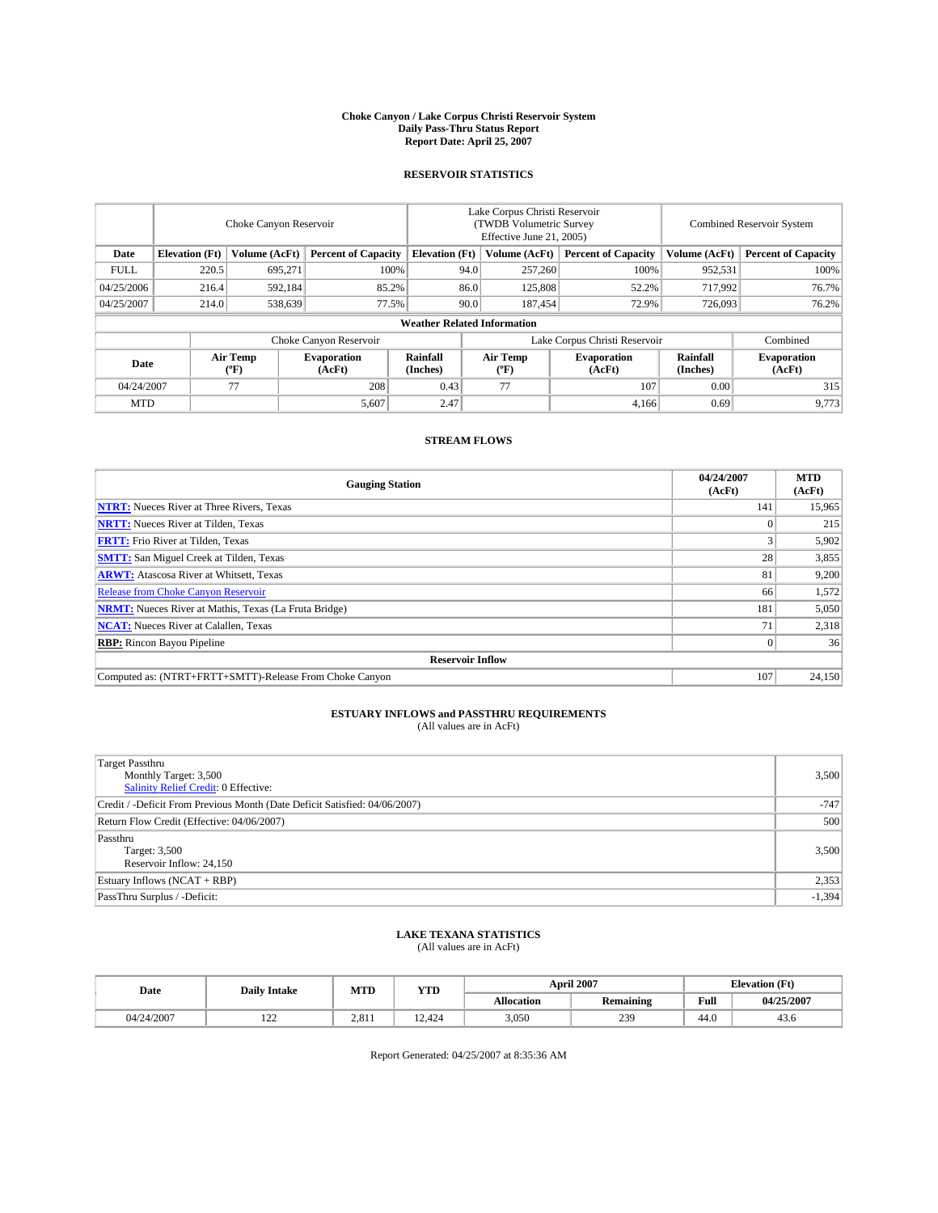# Choke Canyon / Lake Corpus Christi Reservoir System
## Daily Pass-Thru Status Report
## Report Date: April 25, 2007

### RESERVOIR STATISTICS

| | Choke Canyon Reservoir | | | Lake Corpus Christi Reservoir (TWDB Volumetric Survey Effective June 21, 2005) | | | Combined Reservoir System | |
|---|---|---|---|---|---|---|---|---|
| Date | Elevation (Ft) | Volume (AcFt) | Percent of Capacity | Elevation (Ft) | Volume (AcFt) | Percent of Capacity | Volume (AcFt) | Percent of Capacity |
| FULL | 220.5 | 695,271 | 100% | 94.0 | 257,260 | 100% | 952,531 | 100% |
| 04/25/2006 | 216.4 | 592,184 | 85.2% | 86.0 | 125,808 | 52.2% | 717,992 | 76.7% |
| 04/25/2007 | 214.0 | 538,639 | 77.5% | 90.0 | 187,454 | 72.9% | 726,093 | 76.2% |

**Weather Related Information**

| | Choke Canyon Reservoir | | | Lake Corpus Christi Reservoir | | | Combined |
|---|---|---|---|---|---|---|---|
| Date | Air Temp (ºF) | Evaporation (AcFt) | Rainfall (Inches) | Air Temp (ºF) | Evaporation (AcFt) | Rainfall (Inches) | Evaporation (AcFt) |
| 04/24/2007 | 77 | 208 | 0.43 | 77 | 107 | 0.00 | 315 |
| MTD | | 5,607 | 2.47 | | 4,166 | 0.69 | 9,773 |

### STREAM FLOWS

| Gauging Station | 04/24/2007 (AcFt) | MTD (AcFt) |
|---|---|---|
| **NTRT:** Nueces River at Three Rivers, Texas | 141 | 15,965 |
| **NRTT:** Nueces River at Tilden, Texas | 0 | 215 |
| **FRTT:** Frio River at Tilden, Texas | 3 | 5,902 |
| **SMTT:** San Miguel Creek at Tilden, Texas | 28 | 3,855 |
| **ARWT:** Atascosa River at Whitsett, Texas | 81 | 9,200 |
| Release from Choke Canyon Reservoir | 66 | 1,572 |
| **NRMT:** Nueces River at Mathis, Texas (La Fruta Bridge) | 181 | 5,050 |
| **NCAT:** Nueces River at Calallen, Texas | 71 | 2,318 |
| **RBP:** Rincon Bayou Pipeline | 0 | 36 |
| **Reservoir Inflow** | | |
| Computed as: (NTRT+FRTT+SMTT)-Release From Choke Canyon | 107 | 24,150 |

### ESTUARY INFLOWS and PASSTHRU REQUIREMENTS
(All values are in AcFt)

| | |
|---|---|
| Target Passthru<br>Monthly Target: 3,500<br>Salinity Relief Credit: 0 Effective: | 3,500 |
| Credit / -Deficit From Previous Month (Date Deficit Satisfied: 04/06/2007) | -747 |
| Return Flow Credit (Effective: 04/06/2007) | 500 |
| Passthru<br>Target: 3,500<br>Reservoir Inflow: 24,150 | 3,500 |
| Estuary Inflows (NCAT + RBP) | 2,353 |
| PassThru Surplus / -Deficit: | -1,394 |

### LAKE TEXANA STATISTICS
(All values are in AcFt)

| Date | Daily Intake | MTD | YTD | April 2007 | | Elevation (Ft) | |
|---|---|---|---|---|---|---|---|
| | | | | Allocation | Remaining | Full | 04/25/2007 |
| 04/24/2007 | 122 | 2,811 | 12,424 | 3,050 | 239 | 44.0 | 43.6 |

Report Generated: 04/25/2007 at 8:35:36 AM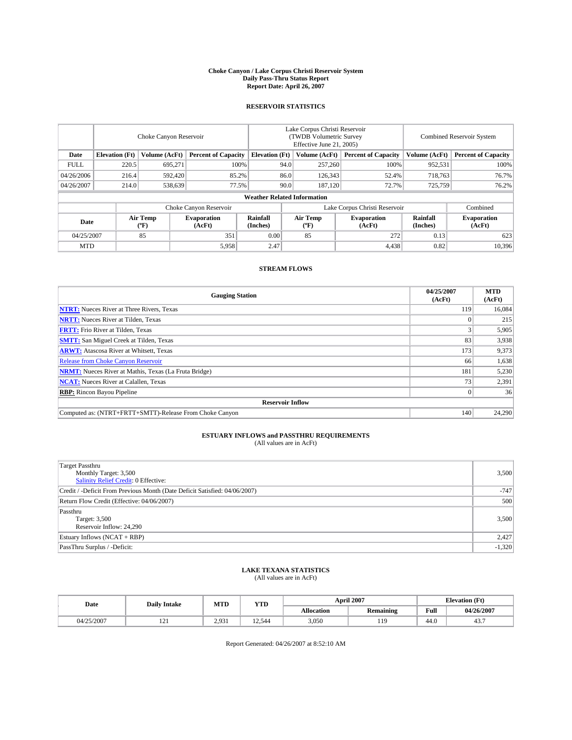# Choke Canyon / Lake Corpus Christi Reservoir System
## Daily Pass-Thru Status Report
### Report Date: April 26, 2007

## RESERVOIR STATISTICS

| | Choke Canyon Reservoir | | | Lake Corpus Christi Reservoir (TWDB Volumetric Survey Effective June 21, 2005) | | | Combined Reservoir System | |
|---|---|---|---|---|---|---|---|---|
| Date | Elevation (Ft) | Volume (AcFt) | Percent of Capacity | Elevation (Ft) | Volume (AcFt) | Percent of Capacity | Volume (AcFt) | Percent of Capacity |
| FULL | 220.5 | 695,271 | 100% | 94.0 | 257,260 | 100% | 952,531 | 100% |
| 04/26/2006 | 216.4 | 592,420 | 85.2% | 86.0 | 126,343 | 52.4% | 718,763 | 76.7% |
| 04/26/2007 | 214.0 | 538,639 | 77.5% | 90.0 | 187,120 | 72.7% | 725,759 | 76.2% |

**Weather Related Information**

| | Choke Canyon Reservoir | | | Lake Corpus Christi Reservoir | | | Combined |
|---|---|---|---|---|---|---|---|
| Date | Air Temp (ºF) | Evaporation (AcFt) | Rainfall (Inches) | Air Temp (ºF) | Evaporation (AcFt) | Rainfall (Inches) | Evaporation (AcFt) |
| 04/25/2007 | 85 | 351 | 0.00 | 85 | 272 | 0.13 | 623 |
| MTD | | 5,958 | 2.47 | | 4,438 | 0.82 | 10,396 |

## STREAM FLOWS

| Gauging Station | 04/25/2007 (AcFt) | MTD (AcFt) |
|---|---|---|
| **NTRT:** Nueces River at Three Rivers, Texas | 119 | 16,084 |
| **NRTT:** Nueces River at Tilden, Texas | 0 | 215 |
| **FRTT:** Frio River at Tilden, Texas | 3 | 5,905 |
| **SMTT:** San Miguel Creek at Tilden, Texas | 83 | 3,938 |
| **ARWT:** Atascosa River at Whitsett, Texas | 173 | 9,373 |
| Release from Choke Canyon Reservoir | 66 | 1,638 |
| **NRMT:** Nueces River at Mathis, Texas (La Fruta Bridge) | 181 | 5,230 |
| **NCAT:** Nueces River at Calallen, Texas | 73 | 2,391 |
| **RBP:** Rincon Bayou Pipeline | 0 | 36 |
| **Reservoir Inflow** | | |
| Computed as: (NTRT+FRTT+SMTT)-Release From Choke Canyon | 140 | 24,290 |

## ESTUARY INFLOWS and PASSTHRU REQUIREMENTS
(All values are in AcFt)

| | |
|---|---|
| Target Passthru<br>Monthly Target: 3,500<br>Salinity Relief Credit: 0 Effective: | 3,500 |
| Credit / -Deficit From Previous Month (Date Deficit Satisfied: 04/06/2007) | -747 |
| Return Flow Credit (Effective: 04/06/2007) | 500 |
| Passthru<br>Target: 3,500<br>Reservoir Inflow: 24,290 | 3,500 |
| Estuary Inflows (NCAT + RBP) | 2,427 |
| PassThru Surplus / -Deficit: | -1,320 |

## LAKE TEXANA STATISTICS
(All values are in AcFt)

| Date | Daily Intake | MTD | YTD | April 2007 | | Elevation (Ft) | |
|---|---|---|---|---|---|---|---|
| | | | | Allocation | Remaining | Full | 04/26/2007 |
| 04/25/2007 | 121 | 2,931 | 12,544 | 3,050 | 119 | 44.0 | 43.7 |

Report Generated: 04/26/2007 at 8:52:10 AM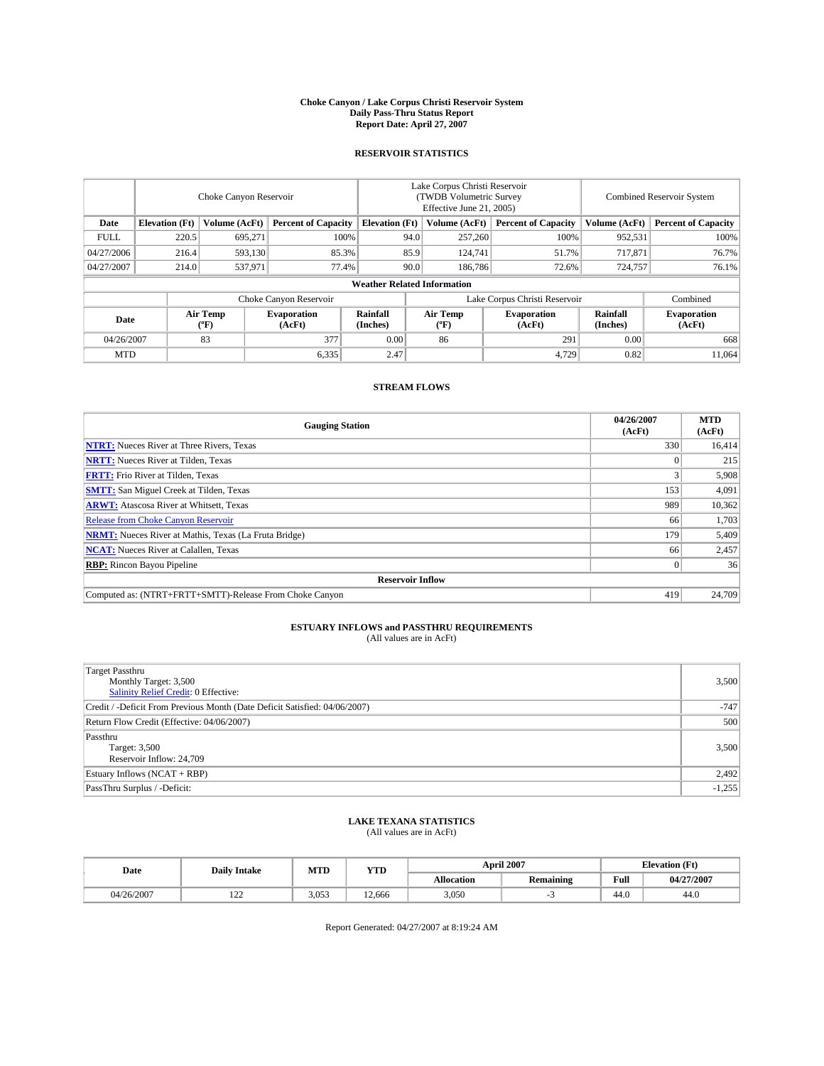# Choke Canyon / Lake Corpus Christi Reservoir System
## Daily Pass-Thru Status Report
### Report Date: April 27, 2007

## RESERVOIR STATISTICS

| | Choke Canyon Reservoir | | | Lake Corpus Christi Reservoir (TWDB Volumetric Survey Effective June 21, 2005) | | | Combined Reservoir System | |
|---|---|---|---|---|---|---|---|---|
| Date | Elevation (Ft) | Volume (AcFt) | Percent of Capacity | Elevation (Ft) | Volume (AcFt) | Percent of Capacity | Volume (AcFt) | Percent of Capacity |
| FULL | 220.5 | 695,271 | 100% | 94.0 | 257,260 | 100% | 952,531 | 100% |
| 04/27/2006 | 216.4 | 593,130 | 85.3% | 85.9 | 124,741 | 51.7% | 717,871 | 76.7% |
| 04/27/2007 | 214.0 | 537,971 | 77.4% | 90.0 | 186,786 | 72.6% | 724,757 | 76.1% |

**Weather Related Information**

| | Choke Canyon Reservoir | | | Lake Corpus Christi Reservoir | | | Combined |
|---|---|---|---|---|---|---|---|
| Date | Air Temp (°F) | Evaporation (AcFt) | Rainfall (Inches) | Air Temp (°F) | Evaporation (AcFt) | Rainfall (Inches) | Evaporation (AcFt) |
| 04/26/2007 | 83 | 377 | 0.00 | 86 | 291 | 0.00 | 668 |
| MTD | | 6,335 | 2.47 | | 4,729 | 0.82 | 11,064 |

## STREAM FLOWS

| Gauging Station | 04/26/2007 (AcFt) | MTD (AcFt) |
|---|---|---|
| **NTRT:** Nueces River at Three Rivers, Texas | 330 | 16,414 |
| **NRTT:** Nueces River at Tilden, Texas | 0 | 215 |
| **FRTT:** Frio River at Tilden, Texas | 3 | 5,908 |
| **SMTT:** San Miguel Creek at Tilden, Texas | 153 | 4,091 |
| **ARWT:** Atascosa River at Whitsett, Texas | 989 | 10,362 |
| Release from Choke Canyon Reservoir | 66 | 1,703 |
| **NRMT:** Nueces River at Mathis, Texas (La Fruta Bridge) | 179 | 5,409 |
| **NCAT:** Nueces River at Calallen, Texas | 66 | 2,457 |
| **RBP:** Rincon Bayou Pipeline | 0 | 36 |
| **Reservoir Inflow** | | |
| Computed as: (NTRT+FRTT+SMTT)-Release From Choke Canyon | 419 | 24,709 |

## ESTUARY INFLOWS and PASSTHRU REQUIREMENTS
(All values are in AcFt)

| | |
|---|---|
| Target Passthru<br>Monthly Target: 3,500<br>Salinity Relief Credit: 0 Effective: | 3,500 |
| Credit / -Deficit From Previous Month (Date Deficit Satisfied: 04/06/2007) | -747 |
| Return Flow Credit (Effective: 04/06/2007) | 500 |
| Passthru<br>Target: 3,500<br>Reservoir Inflow: 24,709 | 3,500 |
| Estuary Inflows (NCAT + RBP) | 2,492 |
| PassThru Surplus / -Deficit: | -1,255 |

## LAKE TEXANA STATISTICS
(All values are in AcFt)

| Date | Daily Intake | MTD | YTD | April 2007 | | Elevation (Ft) | |
|---|---|---|---|---|---|---|---|
| | | | | Allocation | Remaining | Full | 04/27/2007 |
| 04/26/2007 | 122 | 3,053 | 12,666 | 3,050 | -3 | 44.0 | 44.0 |

Report Generated: 04/27/2007 at 8:19:24 AM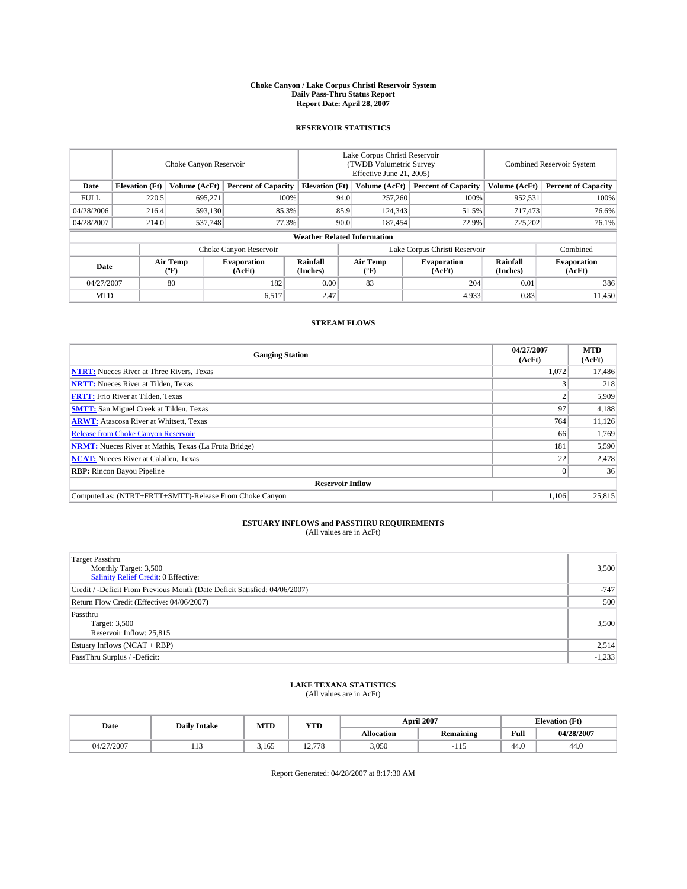# Choke Canyon / Lake Corpus Christi Reservoir System
## Daily Pass-Thru Status Report
### Report Date: April 28, 2007

## RESERVOIR STATISTICS

| | Choke Canyon Reservoir | | | Lake Corpus Christi Reservoir (TWDB Volumetric Survey Effective June 21, 2005) | | | Combined Reservoir System | |
|---|---|---|---|---|---|---|---|---|
| **Date** | **Elevation (Ft)** | **Volume (AcFt)** | **Percent of Capacity** | **Elevation (Ft)** | **Volume (AcFt)** | **Percent of Capacity** | **Volume (AcFt)** | **Percent of Capacity** |
| FULL | 220.5 | 695,271 | 100% | 94.0 | 257,260 | 100% | 952,531 | 100% |
| 04/28/2006 | 216.4 | 593,130 | 85.3% | 85.9 | 124,343 | 51.5% | 717,473 | 76.6% |
| 04/28/2007 | 214.0 | 537,748 | 77.3% | 90.0 | 187,454 | 72.9% | 725,202 | 76.1% |

### Weather Related Information

| | Choke Canyon Reservoir | | | Lake Corpus Christi Reservoir | | | Combined |
|---|---|---|---|---|---|---|---|
| **Date** | **Air Temp (ºF)** | **Evaporation (AcFt)** | **Rainfall (Inches)** | **Air Temp (ºF)** | **Evaporation (AcFt)** | **Rainfall (Inches)** | **Evaporation (AcFt)** |
| 04/27/2007 | 80 | 182 | 0.00 | 83 | 204 | 0.01 | 386 |
| MTD | | 6,517 | 2.47 | | 4,933 | 0.83 | 11,450 |

## STREAM FLOWS

| Gauging Station | 04/27/2007 (AcFt) | MTD (AcFt) |
|---|---|---|
| **NTRT:** Nueces River at Three Rivers, Texas | 1,072 | 17,486 |
| **NRTT:** Nueces River at Tilden, Texas | 3 | 218 |
| **FRTT:** Frio River at Tilden, Texas | 2 | 5,909 |
| **SMTT:** San Miguel Creek at Tilden, Texas | 97 | 4,188 |
| **ARWT:** Atascosa River at Whitsett, Texas | 764 | 11,126 |
| Release from Choke Canyon Reservoir | 66 | 1,769 |
| **NRMT:** Nueces River at Mathis, Texas (La Fruta Bridge) | 181 | 5,590 |
| **NCAT:** Nueces River at Calallen, Texas | 22 | 2,478 |
| **RBP:** Rincon Bayou Pipeline | 0 | 36 |
| **Reservoir Inflow** | | |
| Computed as: (NTRT+FRTT+SMTT)-Release From Choke Canyon | 1,106 | 25,815 |

## ESTUARY INFLOWS and PASSTHRU REQUIREMENTS
(All values are in AcFt)

| | |
|---|---|
| Target Passthru<br>Monthly Target: 3,500<br>Salinity Relief Credit: 0 Effective: | 3,500 |
| Credit / -Deficit From Previous Month (Date Deficit Satisfied: 04/06/2007) | -747 |
| Return Flow Credit (Effective: 04/06/2007) | 500 |
| Passthru<br>Target: 3,500<br>Reservoir Inflow: 25,815 | 3,500 |
| Estuary Inflows (NCAT + RBP) | 2,514 |
| PassThru Surplus / -Deficit: | -1,233 |

## LAKE TEXANA STATISTICS
(All values are in AcFt)

| Date | Daily Intake | MTD | YTD | April 2007 | | Elevation (Ft) | |
|---|---|---|---|---|---|---|---|
| | | | | **Allocation** | **Remaining** | **Full** | **04/28/2007** |
| 04/27/2007 | 113 | 3,165 | 12,778 | 3,050 | -115 | 44.0 | 44.0 |

Report Generated: 04/28/2007 at 8:17:30 AM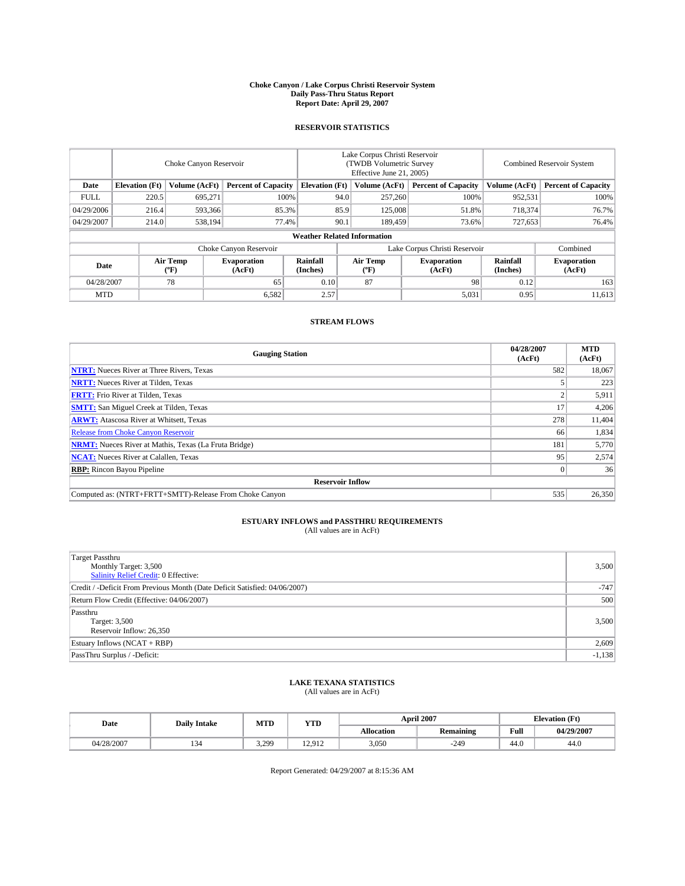# Choke Canyon / Lake Corpus Christi Reservoir System
## Daily Pass-Thru Status Report
### Report Date: April 29, 2007

## RESERVOIR STATISTICS

| | Choke Canyon Reservoir | | | Lake Corpus Christi Reservoir (TWDB Volumetric Survey Effective June 21, 2005) | | | Combined Reservoir System | |
|---|---|---|---|---|---|---|---|---|
| Date | Elevation (Ft) | Volume (AcFt) | Percent of Capacity | Elevation (Ft) | Volume (AcFt) | Percent of Capacity | Volume (AcFt) | Percent of Capacity |
| FULL | 220.5 | 695,271 | 100% | 94.0 | 257,260 | 100% | 952,531 | 100% |
| 04/29/2006 | 216.4 | 593,366 | 85.3% | 85.9 | 125,008 | 51.8% | 718,374 | 76.7% |
| 04/29/2007 | 214.0 | 538,194 | 77.4% | 90.1 | 189,459 | 73.6% | 727,653 | 76.4% |

**Weather Related Information**

| | Choke Canyon Reservoir | | | Lake Corpus Christi Reservoir | | | Combined |
|---|---|---|---|---|---|---|---|
| Date | Air Temp (ºF) | Evaporation (AcFt) | Rainfall (Inches) | Air Temp (ºF) | Evaporation (AcFt) | Rainfall (Inches) | Evaporation (AcFt) |
| 04/28/2007 | 78 | 65 | 0.10 | 87 | 98 | 0.12 | 163 |
| MTD | | 6,582 | 2.57 | | 5,031 | 0.95 | 11,613 |

## STREAM FLOWS

| Gauging Station | 04/28/2007 (AcFt) | MTD (AcFt) |
|---|---|---|
| **NTRT:** Nueces River at Three Rivers, Texas | 582 | 18,067 |
| **NRTT:** Nueces River at Tilden, Texas | 5 | 223 |
| **FRTT:** Frio River at Tilden, Texas | 2 | 5,911 |
| **SMTT:** San Miguel Creek at Tilden, Texas | 17 | 4,206 |
| **ARWT:** Atascosa River at Whitsett, Texas | 278 | 11,404 |
| Release from Choke Canyon Reservoir | 66 | 1,834 |
| **NRMT:** Nueces River at Mathis, Texas (La Fruta Bridge) | 181 | 5,770 |
| **NCAT:** Nueces River at Calallen, Texas | 95 | 2,574 |
| **RBP:** Rincon Bayou Pipeline | 0 | 36 |
| **Reservoir Inflow** | | |
| Computed as: (NTRT+FRTT+SMTT)-Release From Choke Canyon | 535 | 26,350 |

## ESTUARY INFLOWS and PASSTHRU REQUIREMENTS
(All values are in AcFt)

| | |
|---|---|
| Target Passthru<br>Monthly Target: 3,500<br>Salinity Relief Credit: 0 Effective: | 3,500 |
| Credit / -Deficit From Previous Month (Date Deficit Satisfied: 04/06/2007) | -747 |
| Return Flow Credit (Effective: 04/06/2007) | 500 |
| Passthru<br>Target: 3,500<br>Reservoir Inflow: 26,350 | 3,500 |
| Estuary Inflows (NCAT + RBP) | 2,609 |
| PassThru Surplus / -Deficit: | -1,138 |

## LAKE TEXANA STATISTICS
(All values are in AcFt)

| Date | Daily Intake | MTD | YTD | April 2007 | | Elevation (Ft) | |
|---|---|---|---|---|---|---|---|
| | | | | Allocation | Remaining | Full | 04/29/2007 |
| 04/28/2007 | 134 | 3,299 | 12,912 | 3,050 | -249 | 44.0 | 44.0 |

Report Generated: 04/29/2007 at 8:15:36 AM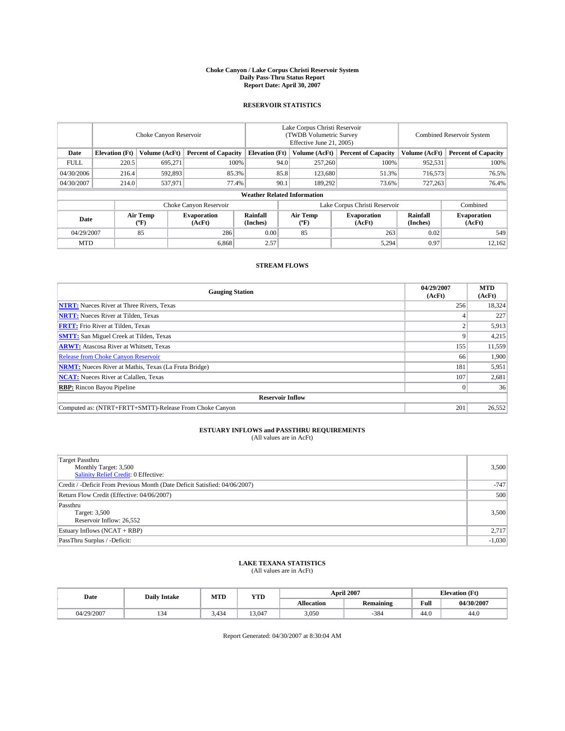# Choke Canyon / Lake Corpus Christi Reservoir System
## Daily Pass-Thru Status Report
### Report Date: April 30, 2007

## RESERVOIR STATISTICS

| | Choke Canyon Reservoir | | | Lake Corpus Christi Reservoir (TWDB Volumetric Survey Effective June 21, 2005) | | | Combined Reservoir System | |
|---|---|---|---|---|---|---|---|---|
| Date | Elevation (Ft) | Volume (AcFt) | Percent of Capacity | Elevation (Ft) | Volume (AcFt) | Percent of Capacity | Volume (AcFt) | Percent of Capacity |
| FULL | 220.5 | 695,271 | 100% | 94.0 | 257,260 | 100% | 952,531 | 100% |
| 04/30/2006 | 216.4 | 592,893 | 85.3% | 85.8 | 123,680 | 51.3% | 716,573 | 76.5% |
| 04/30/2007 | 214.0 | 537,971 | 77.4% | 90.1 | 189,292 | 73.6% | 727,263 | 76.4% |

**Weather Related Information**

| | Choke Canyon Reservoir | | | Lake Corpus Christi Reservoir | | | Combined |
|---|---|---|---|---|---|---|---|
| Date | Air Temp (ºF) | Evaporation (AcFt) | Rainfall (Inches) | Air Temp (ºF) | Evaporation (AcFt) | Rainfall (Inches) | Evaporation (AcFt) |
| 04/29/2007 | 85 | 286 | 0.00 | 85 | 263 | 0.02 | 549 |
| MTD | | 6,868 | 2.57 | | 5,294 | 0.97 | 12,162 |

## STREAM FLOWS

| Gauging Station | 04/29/2007 (AcFt) | MTD (AcFt) |
|---|---|---|
| **NTRT:** Nueces River at Three Rivers, Texas | 256 | 18,324 |
| **NRTT:** Nueces River at Tilden, Texas | 4 | 227 |
| **FRTT:** Frio River at Tilden, Texas | 2 | 5,913 |
| **SMTT:** San Miguel Creek at Tilden, Texas | 9 | 4,215 |
| **ARWT:** Atascosa River at Whitsett, Texas | 155 | 11,559 |
| Release from Choke Canyon Reservoir | 66 | 1,900 |
| **NRMT:** Nueces River at Mathis, Texas (La Fruta Bridge) | 181 | 5,951 |
| **NCAT:** Nueces River at Calallen, Texas | 107 | 2,681 |
| **RBP:** Rincon Bayou Pipeline | 0 | 36 |
| **Reservoir Inflow** | | |
| Computed as: (NTRT+FRTT+SMTT)-Release From Choke Canyon | 201 | 26,552 |

## ESTUARY INFLOWS and PASSTHRU REQUIREMENTS
(All values are in AcFt)

| | |
|---|---|
| Target Passthru<br>Monthly Target: 3,500<br>Salinity Relief Credit: 0 Effective: | 3,500 |
| Credit / -Deficit From Previous Month (Date Deficit Satisfied: 04/06/2007) | -747 |
| Return Flow Credit (Effective: 04/06/2007) | 500 |
| Passthru<br>Target: 3,500<br>Reservoir Inflow: 26,552 | 3,500 |
| Estuary Inflows (NCAT + RBP) | 2,717 |
| PassThru Surplus / -Deficit: | -1,030 |

## LAKE TEXANA STATISTICS
(All values are in AcFt)

| Date | Daily Intake | MTD | YTD | April 2007 | | Elevation (Ft) | |
|---|---|---|---|---|---|---|---|
| | | | | Allocation | Remaining | Full | 04/30/2007 |
| 04/29/2007 | 134 | 3,434 | 13,047 | 3,050 | -384 | 44.0 | 44.0 |

Report Generated: 04/30/2007 at 8:30:04 AM